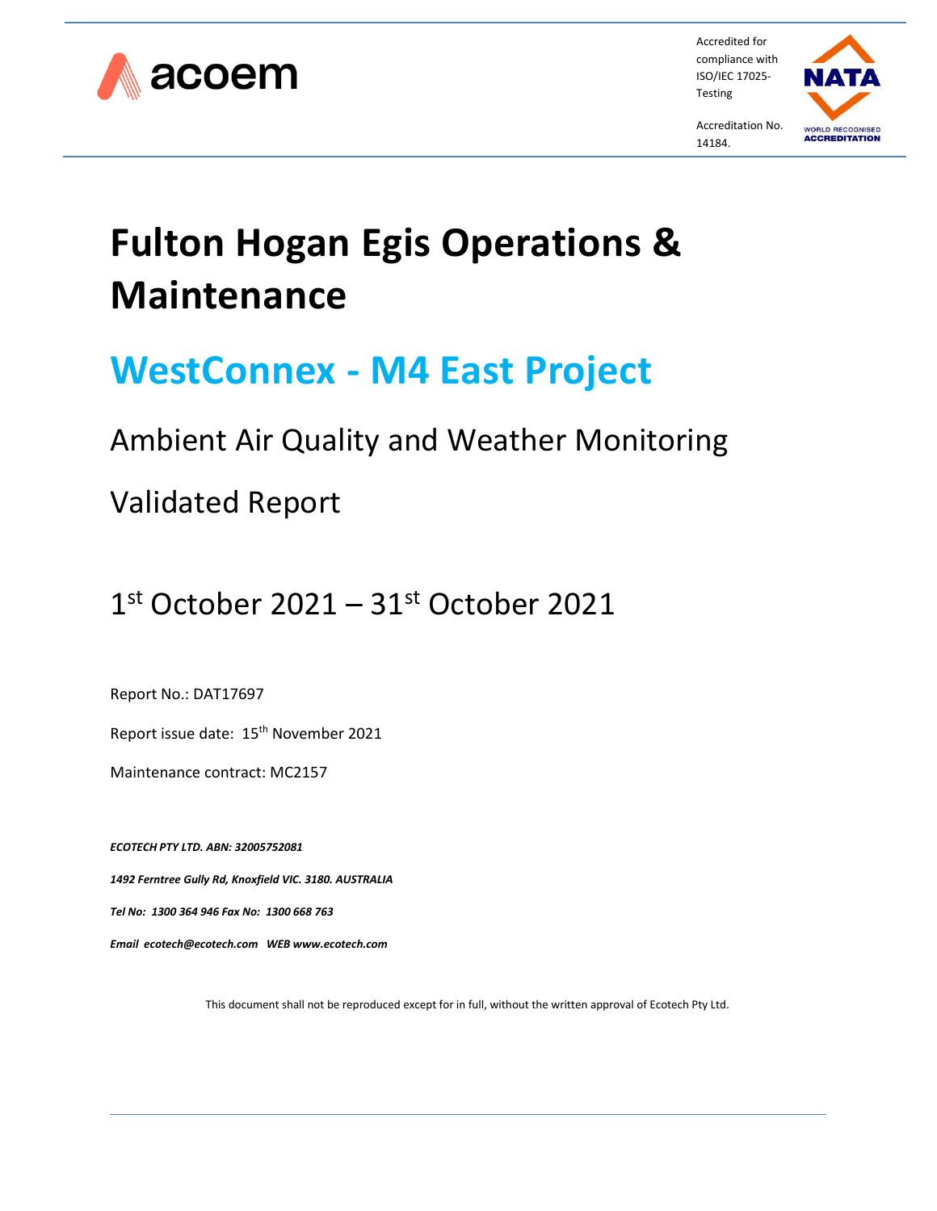acoem

Accredited for compliance with ISO/IEC 17025-Testing

Accreditation No. 14184.

NATA

WORLD RECOGNISED ACCREDITATION

# Fulton Hogan Egis Operations & Maintenance

## WestConnex - M4 East Project

Ambient Air Quality and Weather Monitoring

Validated Report

1st October 2021 – 31st October 2021

Report No.: DAT17697

Report issue date: 15th November 2021

Maintenance contract: MC2157

***ECOTECH PTY LTD. ABN: 32005752081***

***1492 Ferntree Gully Rd, Knoxfield VIC. 3180. AUSTRALIA***

***Tel No: 1300 364 946 Fax No: 1300 668 763***

***Email ecotech@ecotech.com WEB www.ecotech.com***

This document shall not be reproduced except for in full, without the written approval of Ecotech Pty Ltd.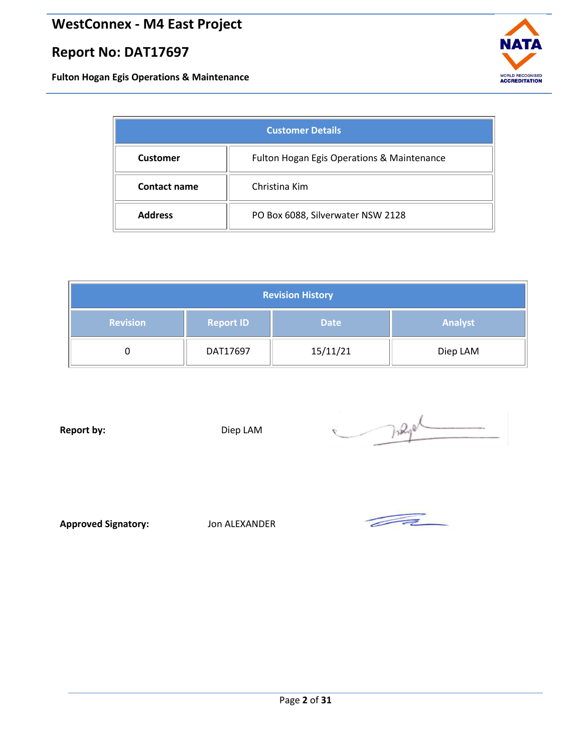| Customer Details | |
|---|---|
| **Customer** | Fulton Hogan Egis Operations & Maintenance |
| **Contact name** | Christina Kim |
| **Address** | PO Box 6088, Silverwater NSW 2128 |

| Revision History | | | |
|---|---|---|---|
| **Revision** | **Report ID** | **Date** | **Analyst** |
| 0 | DAT17697 | 15/11/21 | Diep LAM |

**Report by:** Diep LAM

**Approved Signatory:** Jon ALEXANDER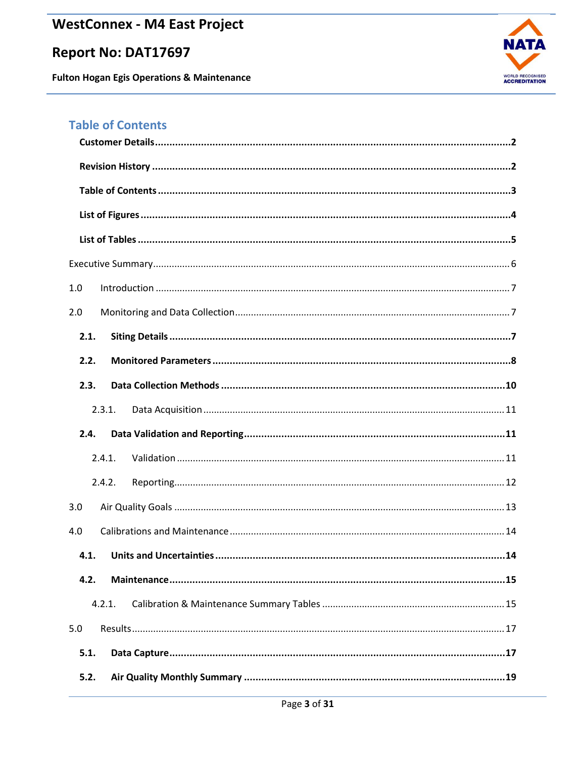## Table of Contents

**Customer Details** ........................................ **2**

**Revision History** ........................................ **2**

**Table of Contents** ........................................ **3**

**List of Figures** ........................................ **4**

**List of Tables** ........................................ **5**

Executive Summary ........................................ 6

1.0 Introduction ........................................ 7

2.0 Monitoring and Data Collection ........................................ 7

**2.1. Siting Details** ........................................ **7**

**2.2. Monitored Parameters** ........................................ **8**

**2.3. Data Collection Methods** ........................................ **10**

2.3.1. Data Acquisition ........................................ 11

**2.4. Data Validation and Reporting** ........................................ **11**

2.4.1. Validation ........................................ 11

2.4.2. Reporting ........................................ 12

3.0 Air Quality Goals ........................................ 13

4.0 Calibrations and Maintenance ........................................ 14

**4.1. Units and Uncertainties** ........................................ **14**

**4.2. Maintenance** ........................................ **15**

4.2.1. Calibration & Maintenance Summary Tables ........................................ 15

5.0 Results ........................................ 17

**5.1. Data Capture** ........................................ **17**

**5.2. Air Quality Monthly Summary** ........................................ **19**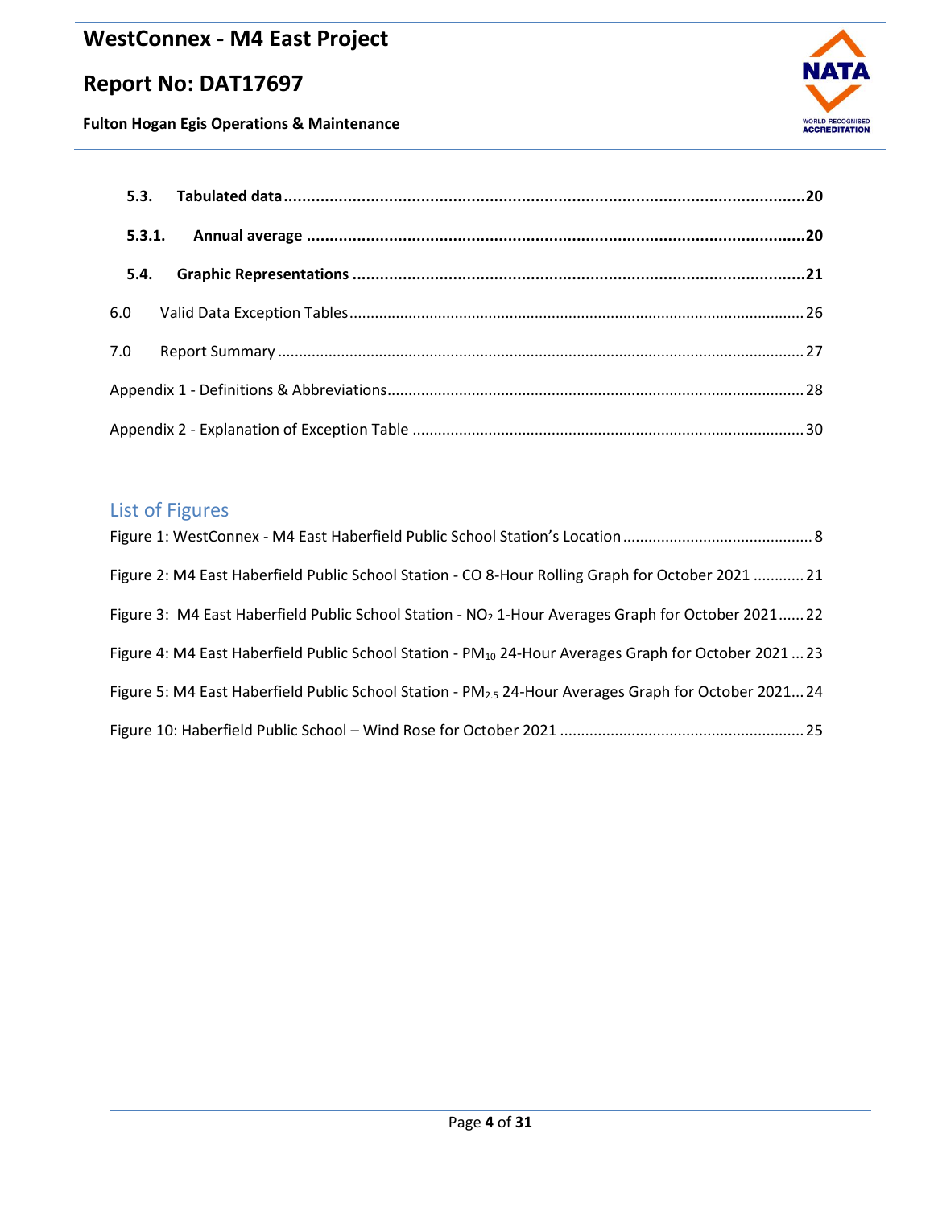**5.3. Tabulated data** .......... **20**

**5.3.1. Annual average** .......... **20**

**5.4. Graphic Representations** .......... **21**

6.0 Valid Data Exception Tables .......... 26

7.0 Report Summary .......... 27

Appendix 1 - Definitions & Abbreviations .......... 28

Appendix 2 - Explanation of Exception Table .......... 30

## List of Figures

Figure 1: WestConnex - M4 East Haberfield Public School Station's Location .......... 8

Figure 2: M4 East Haberfield Public School Station - CO 8-Hour Rolling Graph for October 2021 .......... 21

Figure 3: M4 East Haberfield Public School Station - $NO_2$ 1-Hour Averages Graph for October 2021 .......... 22

Figure 4: M4 East Haberfield Public School Station - $PM_{10}$ 24-Hour Averages Graph for October 2021 .......... 23

Figure 5: M4 East Haberfield Public School Station - $PM_{2.5}$ 24-Hour Averages Graph for October 2021 .......... 24

Figure 10: Haberfield Public School – Wind Rose for October 2021 .......... 25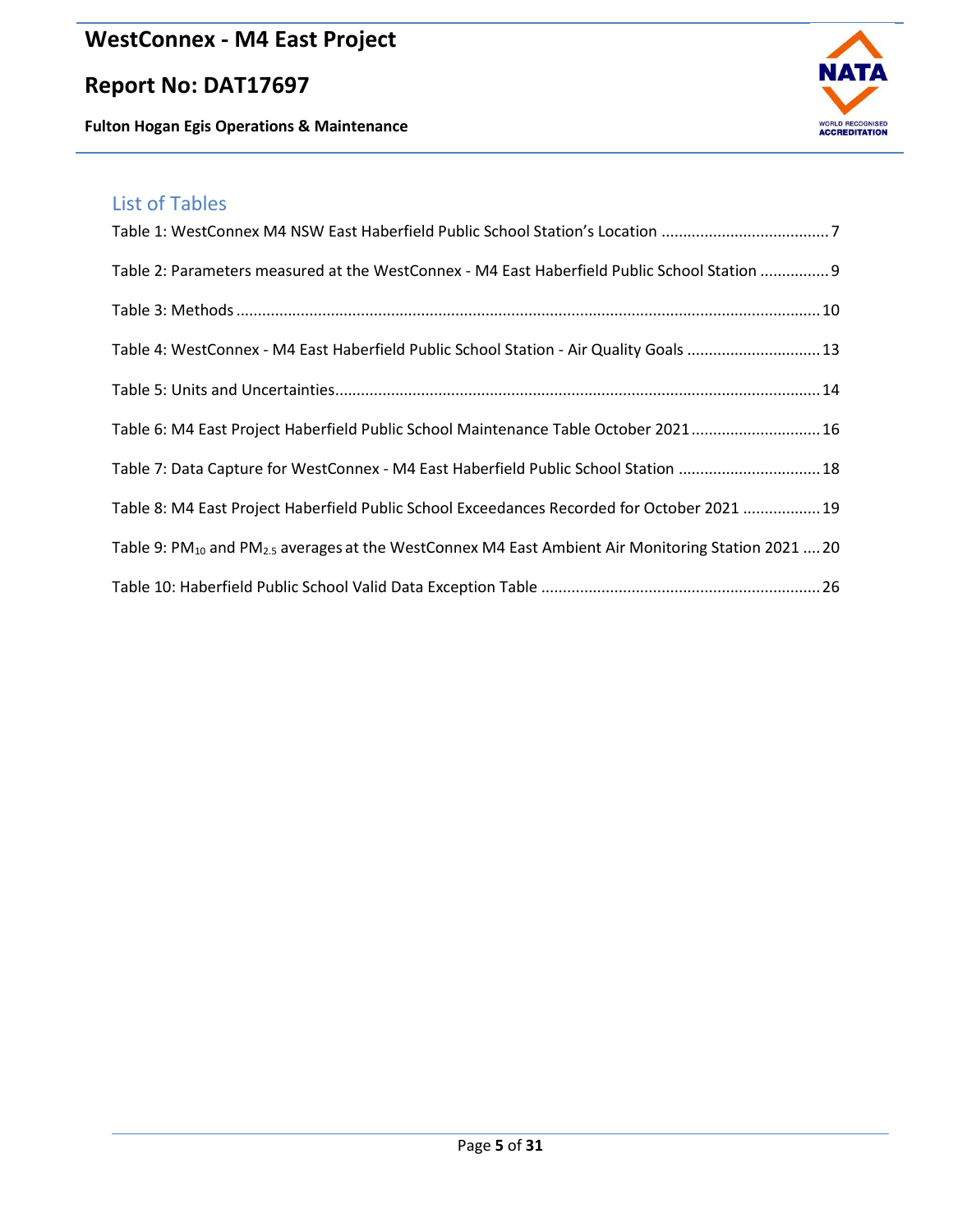## List of Tables

Table 1: WestConnex M4 NSW East Haberfield Public School Station's Location ....................................... 7

Table 2: Parameters measured at the WestConnex - M4 East Haberfield Public School Station ................ 9

Table 3: Methods ..................................................................................................................................... 10

Table 4: WestConnex - M4 East Haberfield Public School Station - Air Quality Goals ............................... 13

Table 5: Units and Uncertainties............................................................................................................... 14

Table 6: M4 East Project Haberfield Public School Maintenance Table October 2021.............................. 16

Table 7: Data Capture for WestConnex - M4 East Haberfield Public School Station ................................ 18

Table 8: M4 East Project Haberfield Public School Exceedances Recorded for October 2021 ................. 19

Table 9: $PM_{10}$ and $PM_{2.5}$ averages at the WestConnex M4 East Ambient Air Monitoring Station 2021 .... 20

Table 10: Haberfield Public School Valid Data Exception Table ................................................................ 26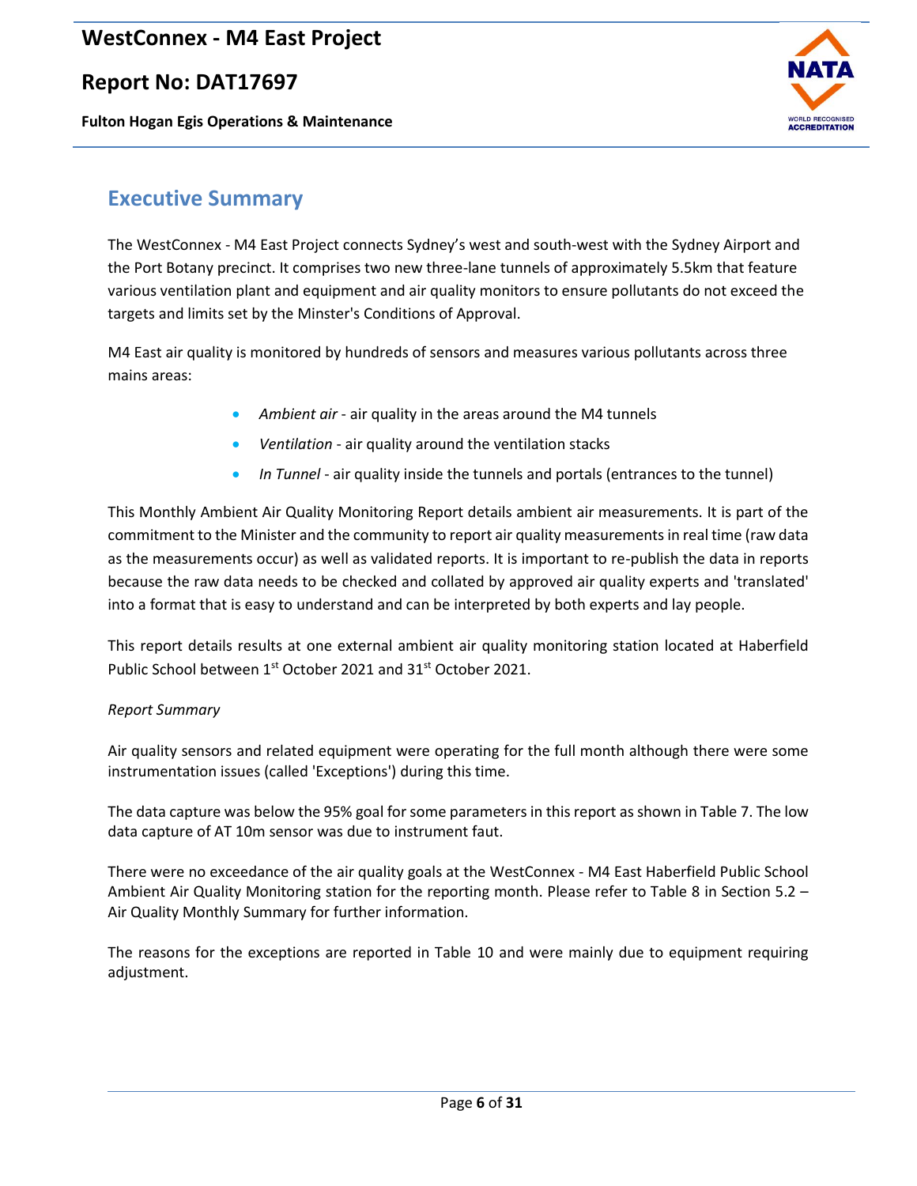# Executive Summary

The WestConnex - M4 East Project connects Sydney's west and south-west with the Sydney Airport and the Port Botany precinct. It comprises two new three-lane tunnels of approximately 5.5km that feature various ventilation plant and equipment and air quality monitors to ensure pollutants do not exceed the targets and limits set by the Minster's Conditions of Approval.

M4 East air quality is monitored by hundreds of sensors and measures various pollutants across three mains areas:

- *Ambient air* - air quality in the areas around the M4 tunnels
- *Ventilation* - air quality around the ventilation stacks
- *In Tunnel* - air quality inside the tunnels and portals (entrances to the tunnel)

This Monthly Ambient Air Quality Monitoring Report details ambient air measurements. It is part of the commitment to the Minister and the community to report air quality measurements in real time (raw data as the measurements occur) as well as validated reports. It is important to re-publish the data in reports because the raw data needs to be checked and collated by approved air quality experts and 'translated' into a format that is easy to understand and can be interpreted by both experts and lay people.

This report details results at one external ambient air quality monitoring station located at Haberfield Public School between 1st October 2021 and 31st October 2021.

*Report Summary*

Air quality sensors and related equipment were operating for the full month although there were some instrumentation issues (called 'Exceptions') during this time.

The data capture was below the 95% goal for some parameters in this report as shown in Table 7. The low data capture of AT 10m sensor was due to instrument faut.

There were no exceedance of the air quality goals at the WestConnex - M4 East Haberfield Public School Ambient Air Quality Monitoring station for the reporting month. Please refer to Table 8 in Section 5.2 – Air Quality Monthly Summary for further information.

The reasons for the exceptions are reported in Table 10 and were mainly due to equipment requiring adjustment.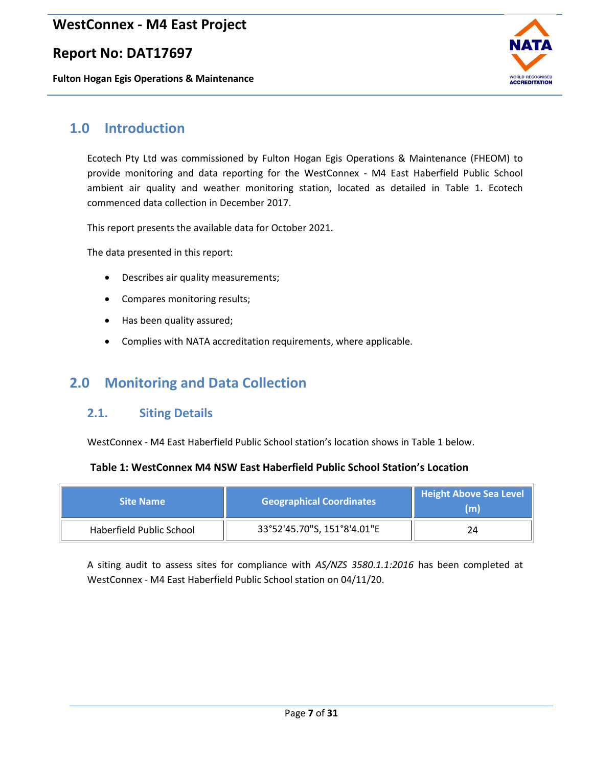# 1.0 Introduction

Ecotech Pty Ltd was commissioned by Fulton Hogan Egis Operations & Maintenance (FHEOM) to provide monitoring and data reporting for the WestConnex - M4 East Haberfield Public School ambient air quality and weather monitoring station, located as detailed in Table 1. Ecotech commenced data collection in December 2017.

This report presents the available data for October 2021.

The data presented in this report:

- Describes air quality measurements;
- Compares monitoring results;
- Has been quality assured;
- Complies with NATA accreditation requirements, where applicable.

# 2.0 Monitoring and Data Collection

## 2.1. Siting Details

WestConnex - M4 East Haberfield Public School station's location shows in Table 1 below.

**Table 1: WestConnex M4 NSW East Haberfield Public School Station's Location**

| Site Name | Geographical Coordinates | Height Above Sea Level (m) |
|---|---|---|
| Haberfield Public School | 33°52'45.70"S, 151°8'4.01"E | 24 |

A siting audit to assess sites for compliance with *AS/NZS 3580.1.1:2016* has been completed at WestConnex - M4 East Haberfield Public School station on 04/11/20.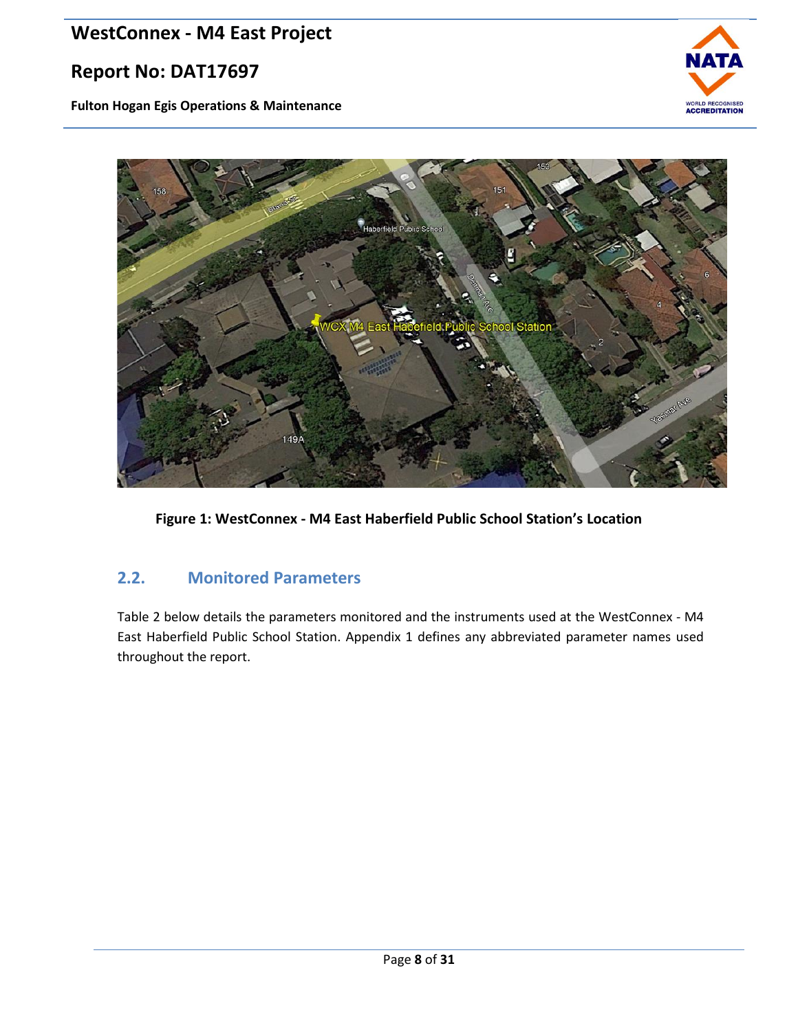Figure 1: WestConnex - M4 East Haberfield Public School Station's Location

## 2.2. Monitored Parameters

Table 2 below details the parameters monitored and the instruments used at the WestConnex - M4 East Haberfield Public School Station. Appendix 1 defines any abbreviated parameter names used throughout the report.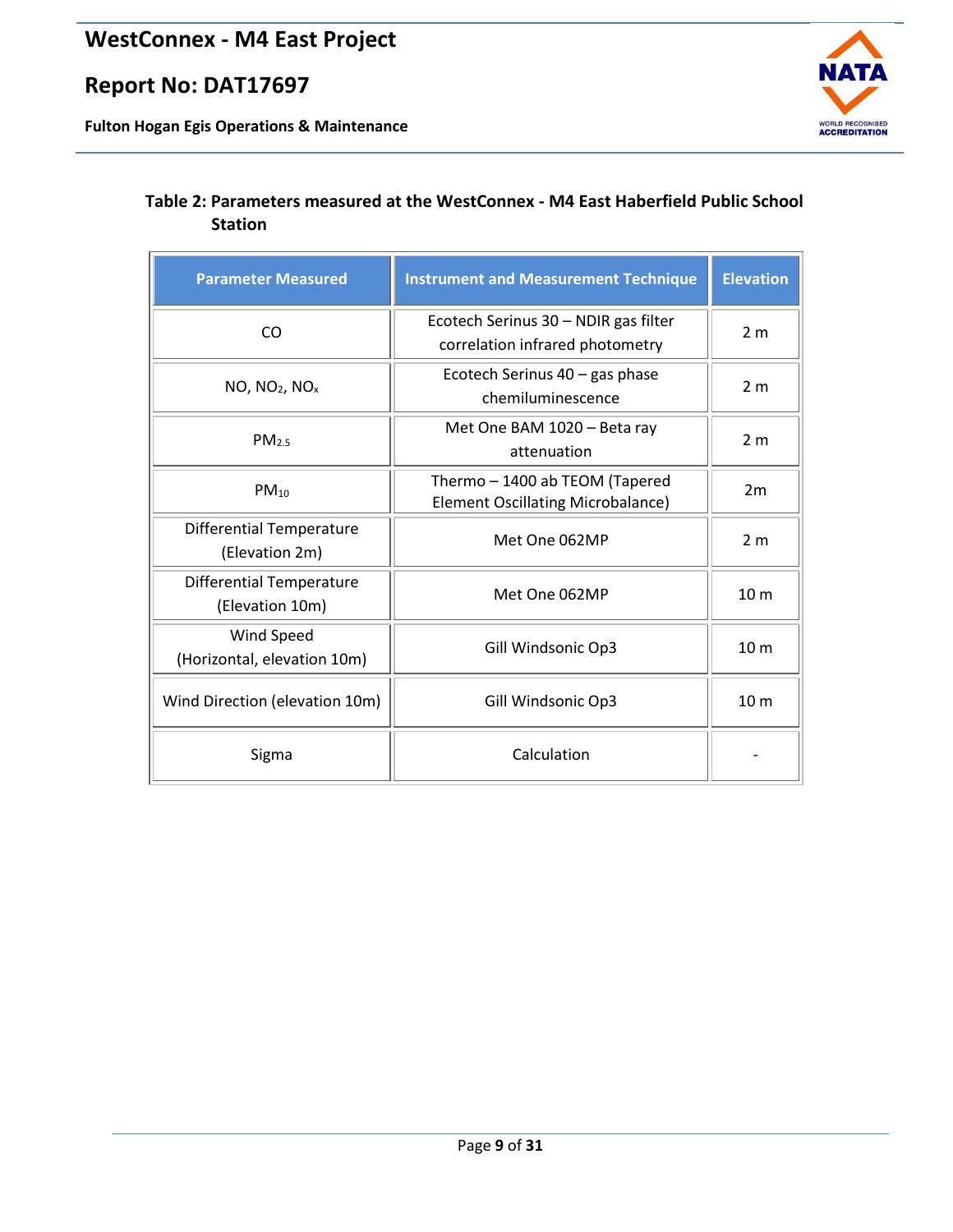**Table 2: Parameters measured at the WestConnex - M4 East Haberfield Public School Station**

| Parameter Measured | Instrument and Measurement Technique | Elevation |
| --- | --- | --- |
| CO | Ecotech Serinus 30 – NDIR gas filter correlation infrared photometry | 2 m |
| NO, $NO_2$, $NO_x$ | Ecotech Serinus 40 – gas phase chemiluminescence | 2 m |
| $PM_{2.5}$ | Met One BAM 1020 – Beta ray attenuation | 2 m |
| $PM_{10}$ | Thermo – 1400 ab TEOM (Tapered Element Oscillating Microbalance) | 2m |
| Differential Temperature (Elevation 2m) | Met One 062MP | 2 m |
| Differential Temperature (Elevation 10m) | Met One 062MP | 10 m |
| Wind Speed (Horizontal, elevation 10m) | Gill Windsonic Op3 | 10 m |
| Wind Direction (elevation 10m) | Gill Windsonic Op3 | 10 m |
| Sigma | Calculation | - |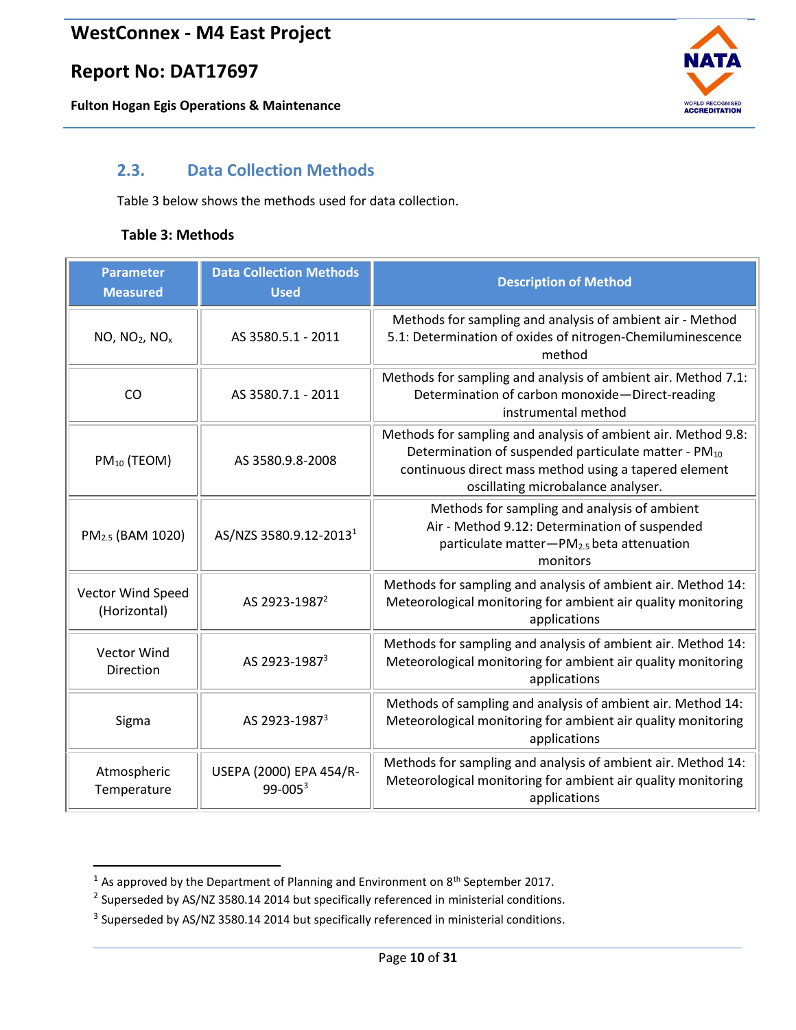## 2.3. Data Collection Methods

Table 3 below shows the methods used for data collection.

**Table 3: Methods**

| Parameter Measured | Data Collection Methods Used | Description of Method |
|---|---|---|
| NO, $NO_2$, $NO_x$ | AS 3580.5.1 - 2011 | Methods for sampling and analysis of ambient air - Method 5.1: Determination of oxides of nitrogen-Chemiluminescence method |
| CO | AS 3580.7.1 - 2011 | Methods for sampling and analysis of ambient air. Method 7.1: Determination of carbon monoxide—Direct-reading instrumental method |
| $PM_{10}$ (TEOM) | AS 3580.9.8-2008 | Methods for sampling and analysis of ambient air. Method 9.8: Determination of suspended particulate matter - $PM_{10}$ continuous direct mass method using a tapered element oscillating microbalance analyser. |
| $PM_{2.5}$ (BAM 1020) | AS/NZS 3580.9.12-2013[1] | Methods for sampling and analysis of ambient Air - Method 9.12: Determination of suspended particulate matter—$PM_{2.5}$ beta attenuation monitors |
| Vector Wind Speed (Horizontal) | AS 2923-1987[2] | Methods for sampling and analysis of ambient air. Method 14: Meteorological monitoring for ambient air quality monitoring applications |
| Vector Wind Direction | AS 2923-1987[3] | Methods for sampling and analysis of ambient air. Method 14: Meteorological monitoring for ambient air quality monitoring applications |
| Sigma | AS 2923-1987[3] | Methods of sampling and analysis of ambient air. Method 14: Meteorological monitoring for ambient air quality monitoring applications |
| Atmospheric Temperature | USEPA (2000) EPA 454/R-99-005[3] | Methods for sampling and analysis of ambient air. Method 14: Meteorological monitoring for ambient air quality monitoring applications |

[1] As approved by the Department of Planning and Environment on 8th September 2017.

[2] Superseded by AS/NZ 3580.14 2014 but specifically referenced in ministerial conditions.

[3] Superseded by AS/NZ 3580.14 2014 but specifically referenced in ministerial conditions.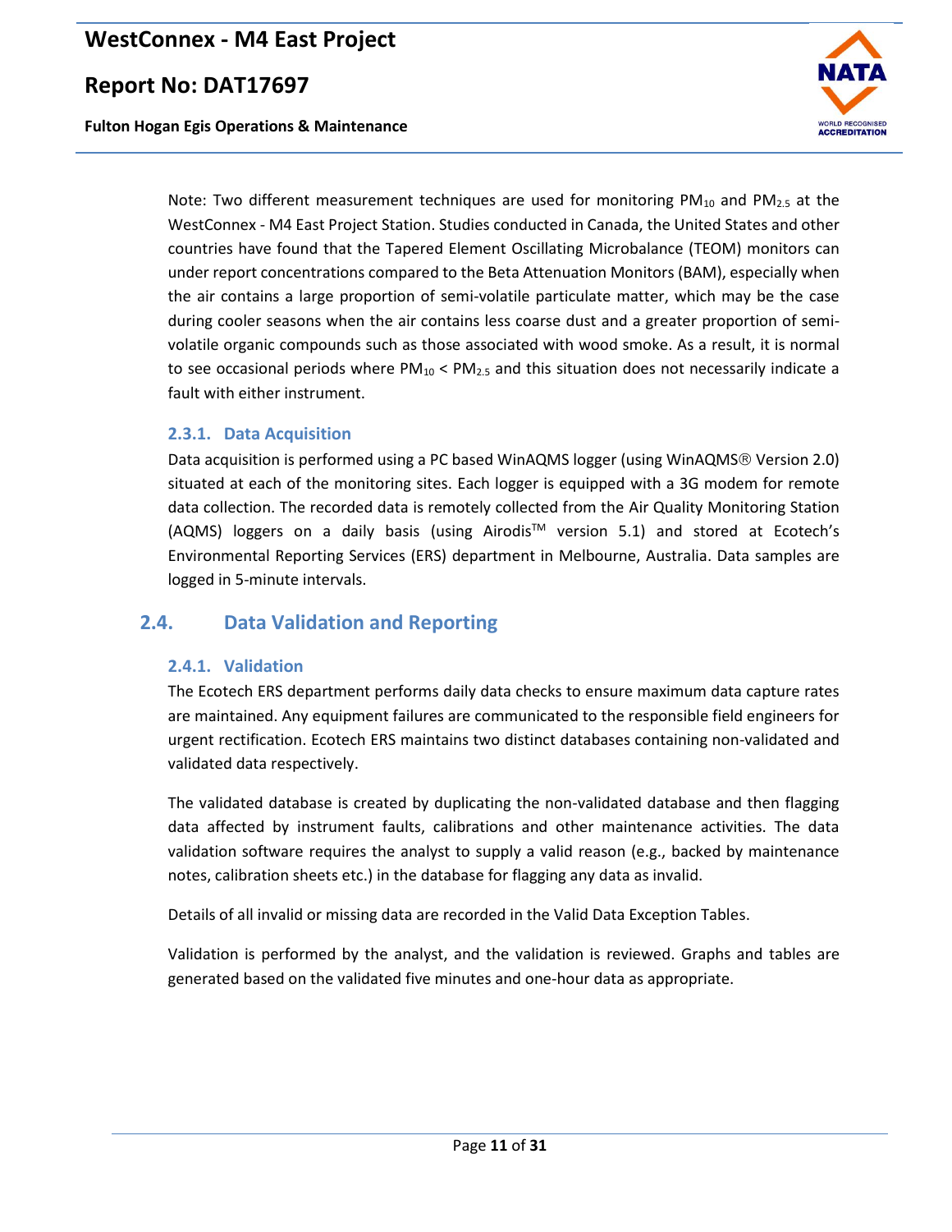Note: Two different measurement techniques are used for monitoring $PM_{10}$ and $PM_{2.5}$ at the WestConnex - M4 East Project Station. Studies conducted in Canada, the United States and other countries have found that the Tapered Element Oscillating Microbalance (TEOM) monitors can under report concentrations compared to the Beta Attenuation Monitors (BAM), especially when the air contains a large proportion of semi-volatile particulate matter, which may be the case during cooler seasons when the air contains less coarse dust and a greater proportion of semi-volatile organic compounds such as those associated with wood smoke. As a result, it is normal to see occasional periods where $PM_{10} < PM_{2.5}$ and this situation does not necessarily indicate a fault with either instrument.

### 2.3.1. Data Acquisition

Data acquisition is performed using a PC based WinAQMS logger (using WinAQMS® Version 2.0) situated at each of the monitoring sites. Each logger is equipped with a 3G modem for remote data collection. The recorded data is remotely collected from the Air Quality Monitoring Station (AQMS) loggers on a daily basis (using Airodis™ version 5.1) and stored at Ecotech's Environmental Reporting Services (ERS) department in Melbourne, Australia. Data samples are logged in 5-minute intervals.

## 2.4. Data Validation and Reporting

### 2.4.1. Validation

The Ecotech ERS department performs daily data checks to ensure maximum data capture rates are maintained. Any equipment failures are communicated to the responsible field engineers for urgent rectification. Ecotech ERS maintains two distinct databases containing non-validated and validated data respectively.

The validated database is created by duplicating the non-validated database and then flagging data affected by instrument faults, calibrations and other maintenance activities. The data validation software requires the analyst to supply a valid reason (e.g., backed by maintenance notes, calibration sheets etc.) in the database for flagging any data as invalid.

Details of all invalid or missing data are recorded in the Valid Data Exception Tables.

Validation is performed by the analyst, and the validation is reviewed. Graphs and tables are generated based on the validated five minutes and one-hour data as appropriate.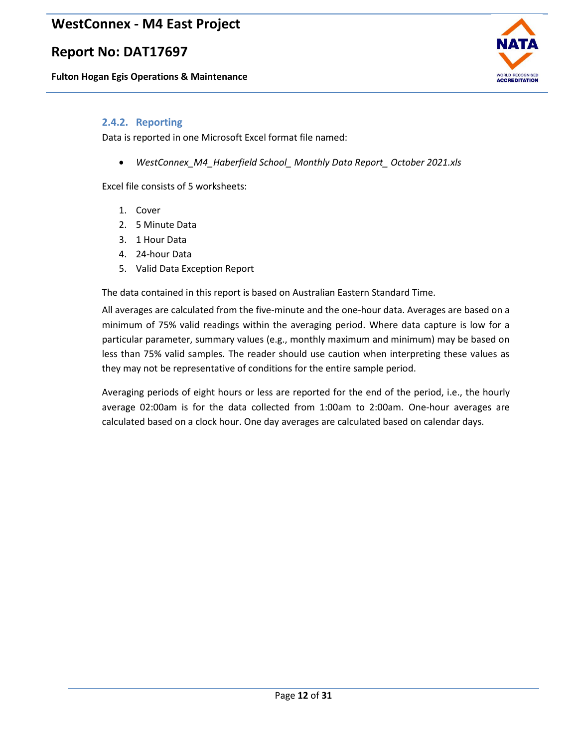### 2.4.2. Reporting

Data is reported in one Microsoft Excel format file named:

- *WestConnex_M4_Haberfield School_ Monthly Data Report_ October 2021.xls*

Excel file consists of 5 worksheets:

1. Cover
2. 5 Minute Data
3. 1 Hour Data
4. 24-hour Data
5. Valid Data Exception Report

The data contained in this report is based on Australian Eastern Standard Time.

All averages are calculated from the five-minute and the one-hour data. Averages are based on a minimum of 75% valid readings within the averaging period. Where data capture is low for a particular parameter, summary values (e.g., monthly maximum and minimum) may be based on less than 75% valid samples. The reader should use caution when interpreting these values as they may not be representative of conditions for the entire sample period.

Averaging periods of eight hours or less are reported for the end of the period, i.e., the hourly average 02:00am is for the data collected from 1:00am to 2:00am. One-hour averages are calculated based on a clock hour. One day averages are calculated based on calendar days.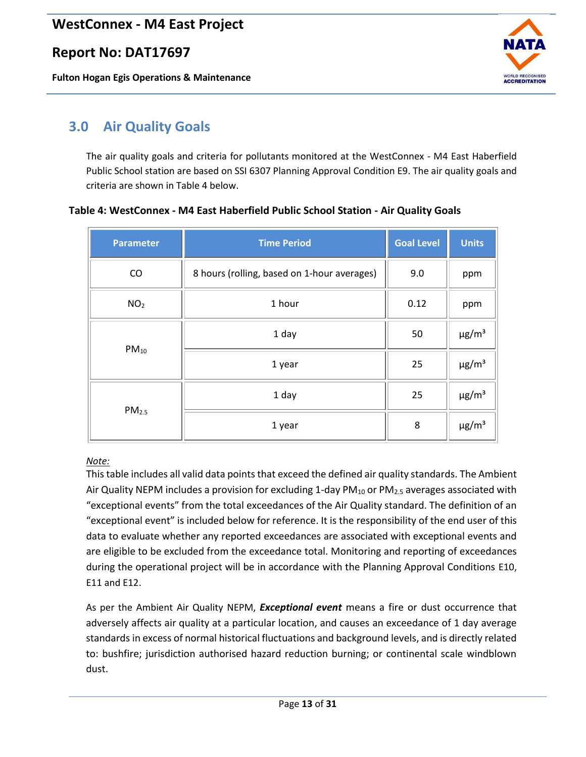## 3.0 Air Quality Goals

The air quality goals and criteria for pollutants monitored at the WestConnex - M4 East Haberfield Public School station are based on SSI 6307 Planning Approval Condition E9. The air quality goals and criteria are shown in Table 4 below.

**Table 4: WestConnex - M4 East Haberfield Public School Station - Air Quality Goals**

| Parameter | Time Period | Goal Level | Units |
|---|---|---|---|
| CO | 8 hours (rolling, based on 1-hour averages) | 9.0 | ppm |
| $NO_2$ | 1 hour | 0.12 | ppm |
| $PM_{10}$ | 1 day | 50 | µg/m³ |
| | 1 year | 25 | µg/m³ |
| $PM_{2.5}$ | 1 day | 25 | µg/m³ |
| | 1 year | 8 | µg/m³ |

*Note:*
This table includes all valid data points that exceed the defined air quality standards. The Ambient Air Quality NEPM includes a provision for excluding 1-day $PM_{10}$ or $PM_{2.5}$ averages associated with "exceptional events" from the total exceedances of the Air Quality standard. The definition of an "exceptional event" is included below for reference. It is the responsibility of the end user of this data to evaluate whether any reported exceedances are associated with exceptional events and are eligible to be excluded from the exceedance total. Monitoring and reporting of exceedances during the operational project will be in accordance with the Planning Approval Conditions E10, E11 and E12.

As per the Ambient Air Quality NEPM, ***Exceptional event*** means a fire or dust occurrence that adversely affects air quality at a particular location, and causes an exceedance of 1 day average standards in excess of normal historical fluctuations and background levels, and is directly related to: bushfire; jurisdiction authorised hazard reduction burning; or continental scale windblown dust.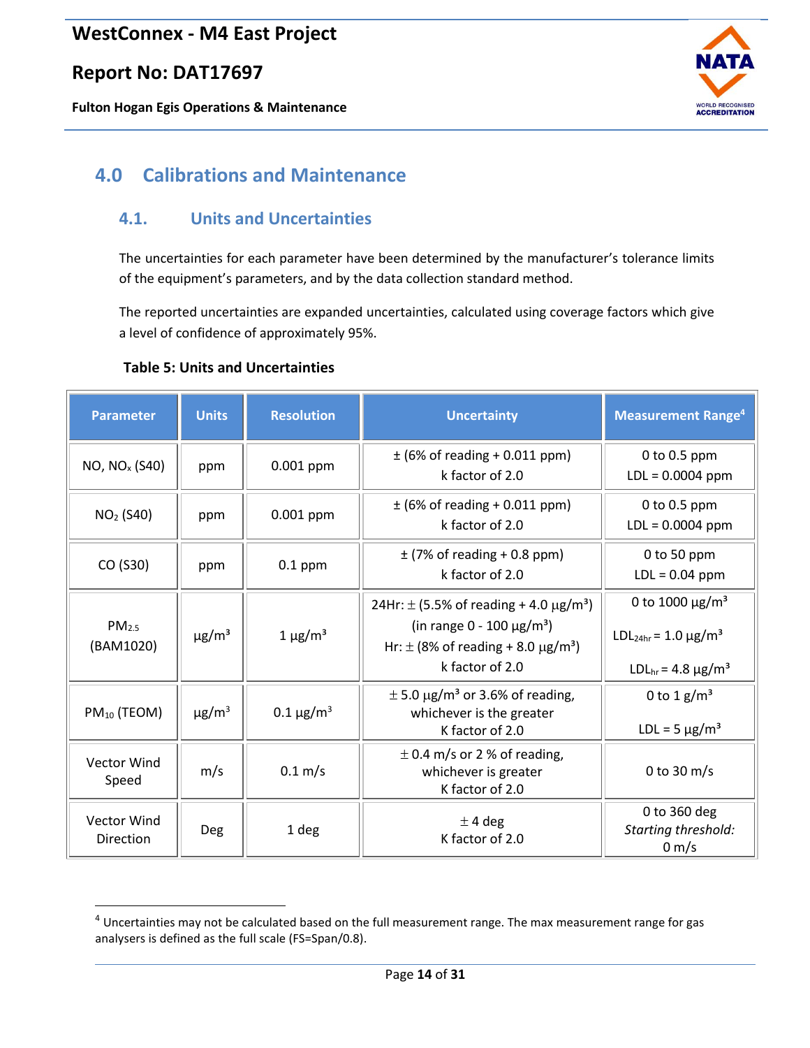# 4.0 Calibrations and Maintenance

## 4.1. Units and Uncertainties

The uncertainties for each parameter have been determined by the manufacturer's tolerance limits of the equipment's parameters, and by the data collection standard method.

The reported uncertainties are expanded uncertainties, calculated using coverage factors which give a level of confidence of approximately 95%.

**Table 5: Units and Uncertainties**

| Parameter | Units | Resolution | Uncertainty | Measurement Range[4] |
|---|---|---|---|---|
| NO, $NO_x$ (S40) | ppm | 0.001 ppm | ± (6% of reading + 0.011 ppm)<br>k factor of 2.0 | 0 to 0.5 ppm<br>LDL = 0.0004 ppm |
| $NO_2$ (S40) | ppm | 0.001 ppm | ± (6% of reading + 0.011 ppm)<br>k factor of 2.0 | 0 to 0.5 ppm<br>LDL = 0.0004 ppm |
| CO (S30) | ppm | 0.1 ppm | ± (7% of reading + 0.8 ppm)<br>k factor of 2.0 | 0 to 50 ppm<br>LDL = 0.04 ppm |
| $PM_{2.5}$ (BAM1020) | μg/m³ | 1 μg/m³ | 24Hr: ± (5.5% of reading + 4.0 μg/m³)<br>(in range 0 - 100 μg/m³)<br>Hr: ± (8% of reading + 8.0 μg/m³)<br>k factor of 2.0 | 0 to 1000 μg/m³<br>$LDL_{24hr}$ = 1.0 μg/m³<br>$LDL_{hr}$ = 4.8 μg/m³ |
| $PM_{10}$ (TEOM) | μg/m³ | 0.1 μg/m³ | ± 5.0 μg/m³ or 3.6% of reading, whichever is the greater<br>K factor of 2.0 | 0 to 1 g/m³<br>LDL = 5 μg/m³ |
| Vector Wind Speed | m/s | 0.1 m/s | ± 0.4 m/s or 2 % of reading, whichever is greater<br>K factor of 2.0 | 0 to 30 m/s |
| Vector Wind Direction | Deg | 1 deg | ± 4 deg<br>K factor of 2.0 | 0 to 360 deg<br>*Starting threshold:*<br>0 m/s |

[4] Uncertainties may not be calculated based on the full measurement range. The max measurement range for gas analysers is defined as the full scale (FS=Span/0.8).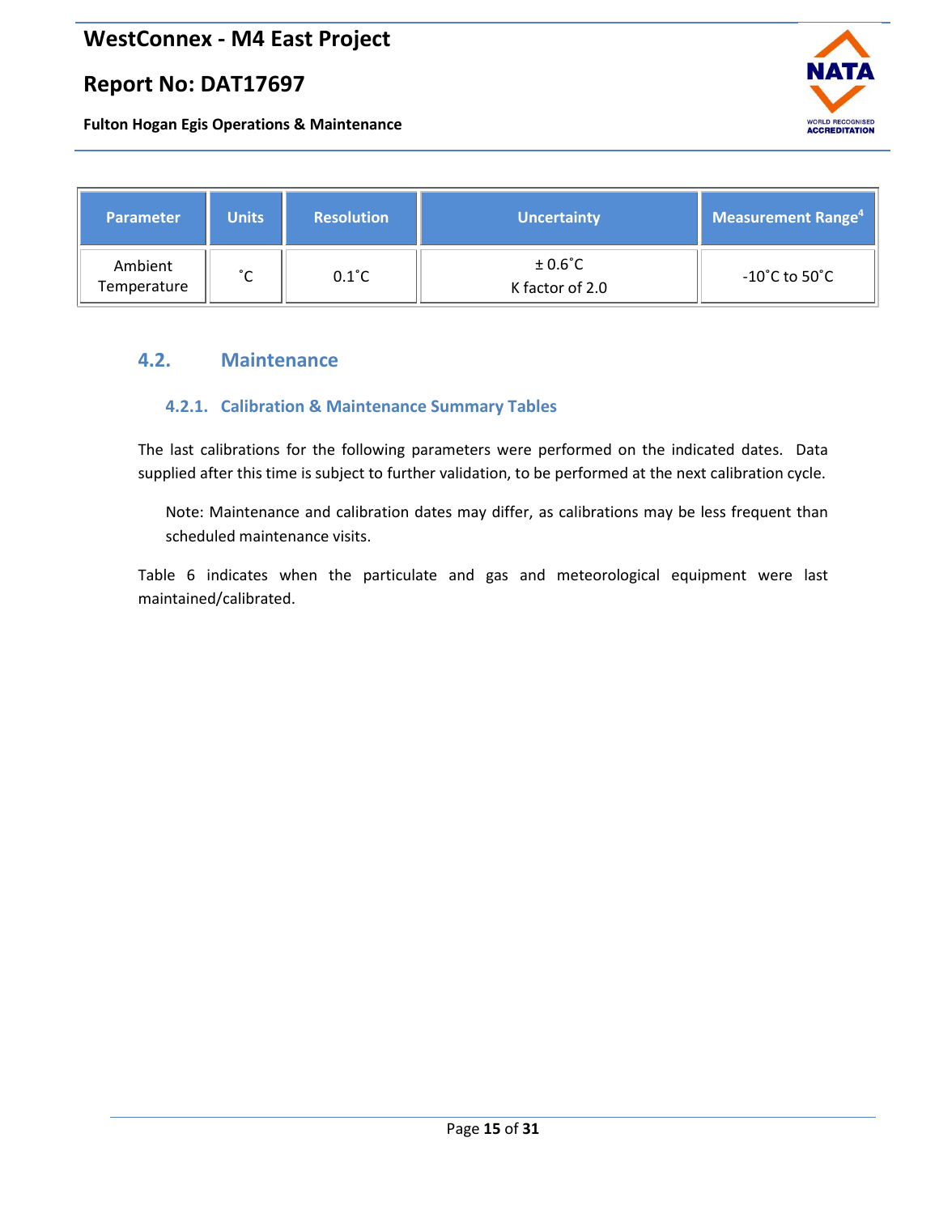| Parameter | Units | Resolution | Uncertainty | Measurement Range[4] |
|---|---|---|---|---|
| Ambient Temperature | ˚C | 0.1˚C | ± 0.6˚C<br>K factor of 2.0 | -10˚C to 50˚C |

## 4.2. Maintenance

### 4.2.1. Calibration & Maintenance Summary Tables

The last calibrations for the following parameters were performed on the indicated dates. Data supplied after this time is subject to further validation, to be performed at the next calibration cycle.

Note: Maintenance and calibration dates may differ, as calibrations may be less frequent than scheduled maintenance visits.

Table 6 indicates when the particulate and gas and meteorological equipment were last maintained/calibrated.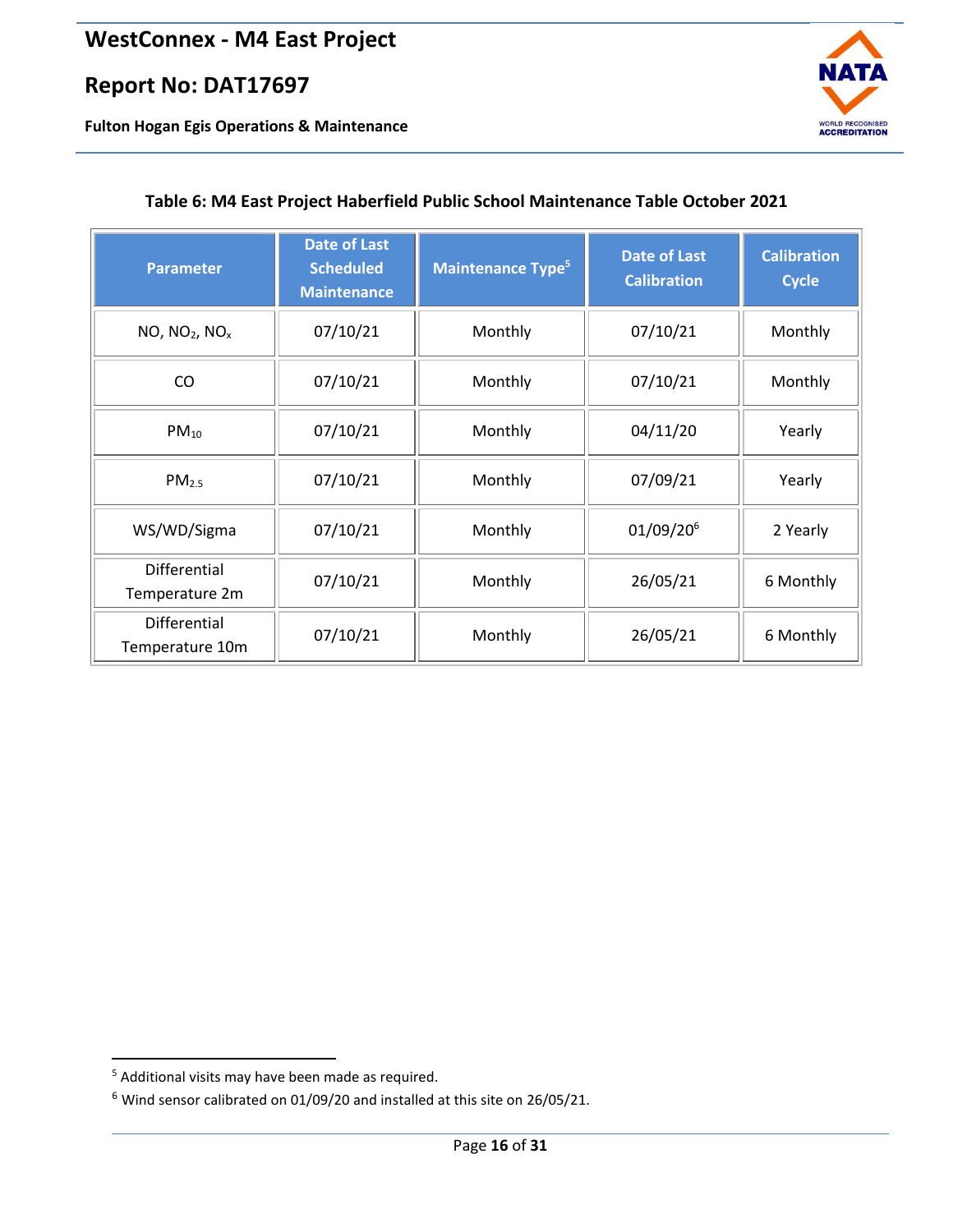**Table 6: M4 East Project Haberfield Public School Maintenance Table October 2021**

| Parameter | Date of Last Scheduled Maintenance | Maintenance Type[5] | Date of Last Calibration | Calibration Cycle |
|---|---|---|---|---|
| NO, $NO_2$, $NO_x$ | 07/10/21 | Monthly | 07/10/21 | Monthly |
| CO | 07/10/21 | Monthly | 07/10/21 | Monthly |
| $PM_{10}$ | 07/10/21 | Monthly | 04/11/20 | Yearly |
| $PM_{2.5}$ | 07/10/21 | Monthly | 07/09/21 | Yearly |
| WS/WD/Sigma | 07/10/21 | Monthly | 01/09/20[6] | 2 Yearly |
| Differential Temperature 2m | 07/10/21 | Monthly | 26/05/21 | 6 Monthly |
| Differential Temperature 10m | 07/10/21 | Monthly | 26/05/21 | 6 Monthly |

[5] Additional visits may have been made as required.

[6] Wind sensor calibrated on 01/09/20 and installed at this site on 26/05/21.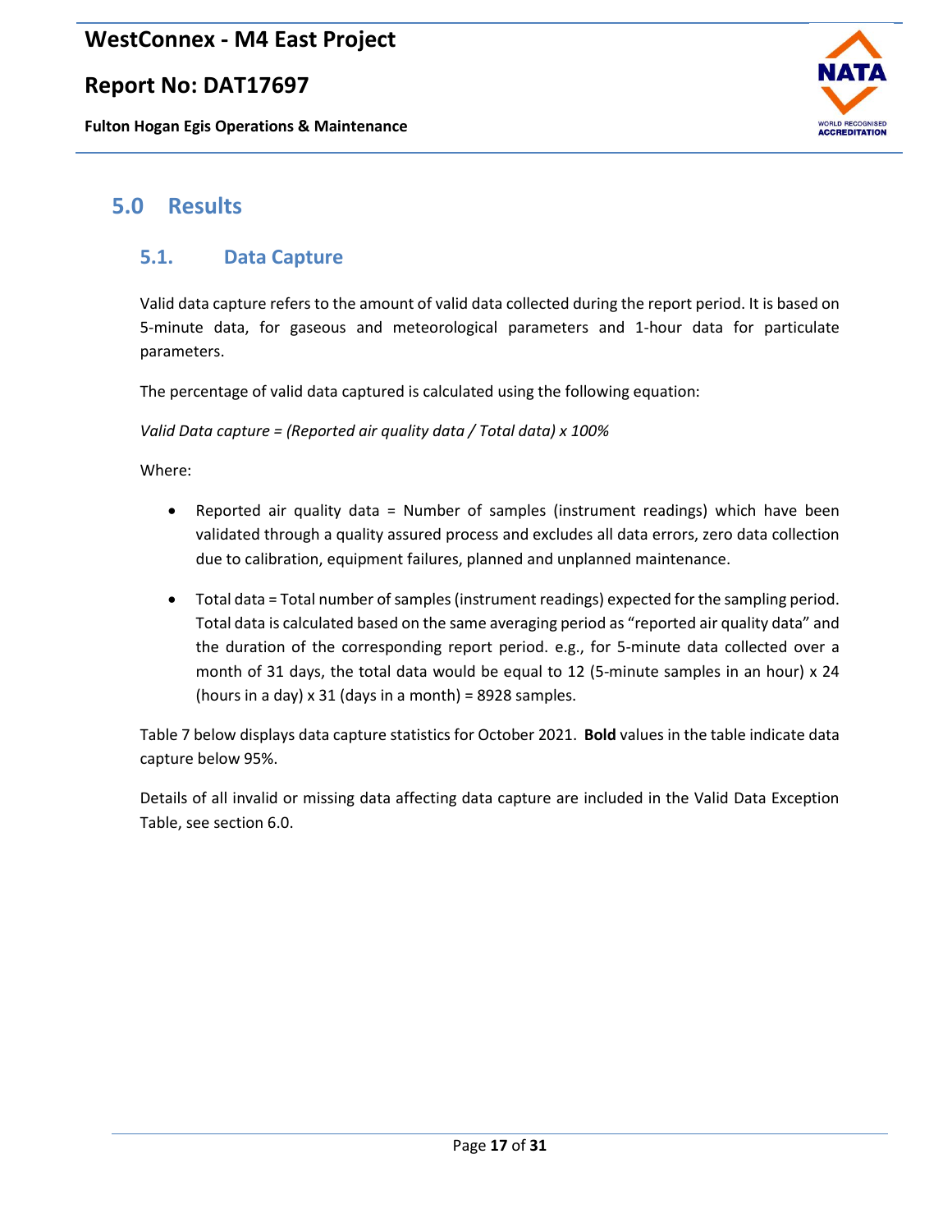# 5.0 Results

## 5.1. Data Capture

Valid data capture refers to the amount of valid data collected during the report period. It is based on 5-minute data, for gaseous and meteorological parameters and 1-hour data for particulate parameters.

The percentage of valid data captured is calculated using the following equation:

*Valid Data capture = (Reported air quality data / Total data) x 100%*

Where:

- Reported air quality data = Number of samples (instrument readings) which have been validated through a quality assured process and excludes all data errors, zero data collection due to calibration, equipment failures, planned and unplanned maintenance.
- Total data = Total number of samples (instrument readings) expected for the sampling period. Total data is calculated based on the same averaging period as "reported air quality data" and the duration of the corresponding report period. e.g., for 5-minute data collected over a month of 31 days, the total data would be equal to 12 (5-minute samples in an hour) x 24 (hours in a day) x 31 (days in a month) = 8928 samples.

Table 7 below displays data capture statistics for October 2021. **Bold** values in the table indicate data capture below 95%.

Details of all invalid or missing data affecting data capture are included in the Valid Data Exception Table, see section 6.0.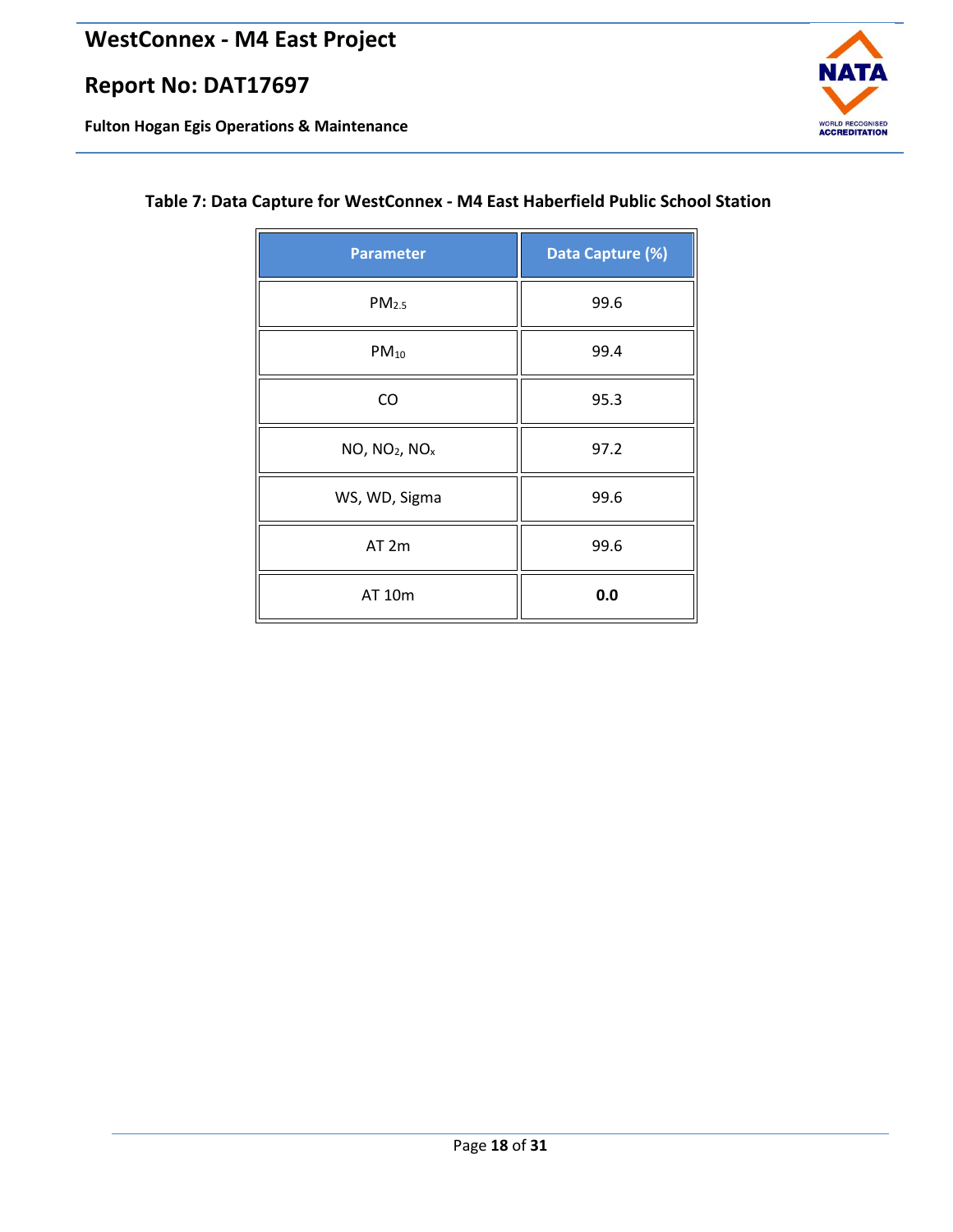**Table 7: Data Capture for WestConnex - M4 East Haberfield Public School Station**

| Parameter | Data Capture (%) |
| --- | --- |
| $PM_{2.5}$ | 99.6 |
| $PM_{10}$ | 99.4 |
| CO | 95.3 |
| NO, $NO_2$, $NO_x$ | 97.2 |
| WS, WD, Sigma | 99.6 |
| AT 2m | 99.6 |
| AT 10m | **0.0** |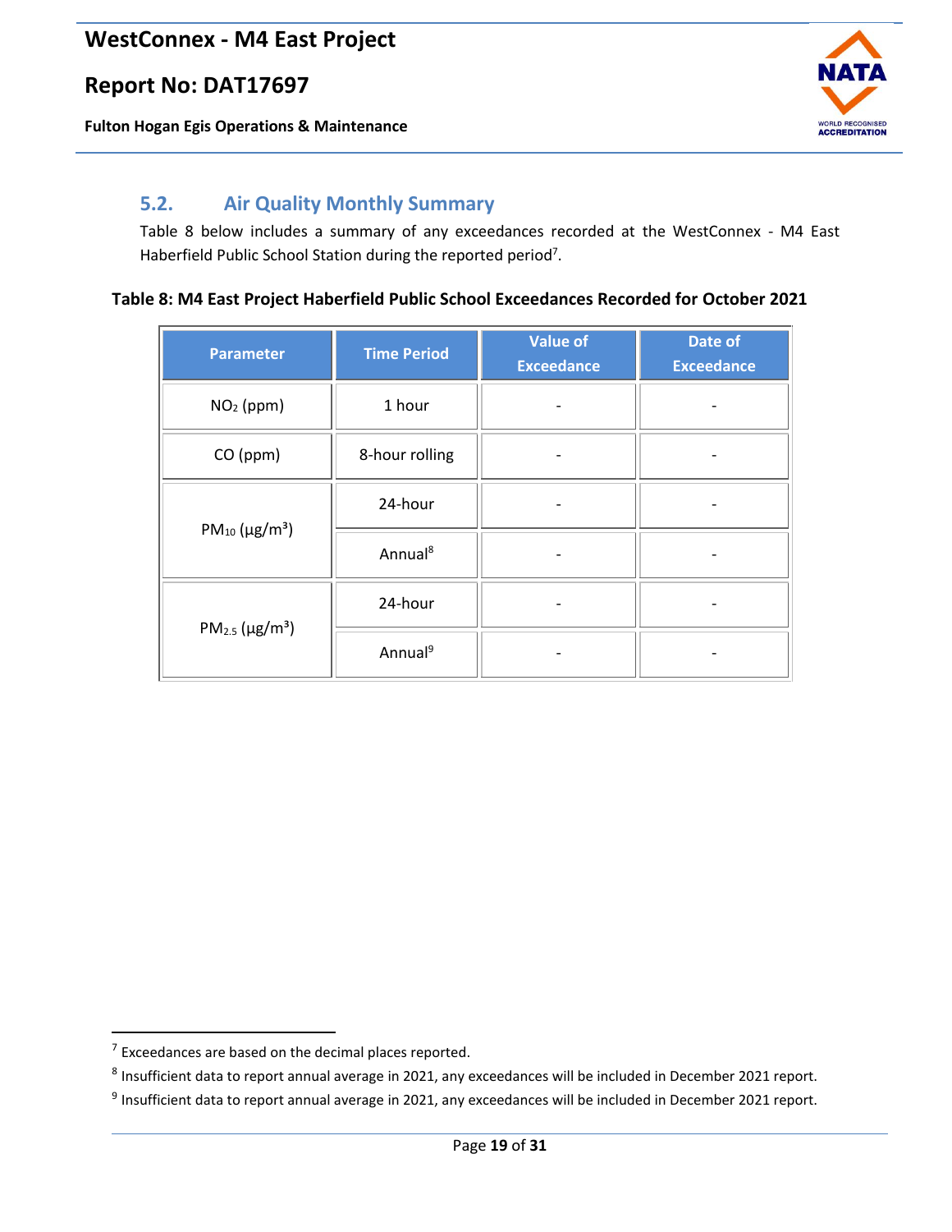## 5.2. Air Quality Monthly Summary

Table 8 below includes a summary of any exceedances recorded at the WestConnex - M4 East Haberfield Public School Station during the reported period[7].

**Table 8: M4 East Project Haberfield Public School Exceedances Recorded for October 2021**

| Parameter | Time Period | Value of Exceedance | Date of Exceedance |
|---|---|---|---|
| $NO_2$ (ppm) | 1 hour | - | - |
| CO (ppm) | 8-hour rolling | - | - |
| $PM_{10}$ (µg/m³) | 24-hour | - | - |
| | Annual[8] | - | - |
| $PM_{2.5}$ (µg/m³) | 24-hour | - | - |
| | Annual[9] | - | - |

[7] Exceedances are based on the decimal places reported.

[8] Insufficient data to report annual average in 2021, any exceedances will be included in December 2021 report.

[9] Insufficient data to report annual average in 2021, any exceedances will be included in December 2021 report.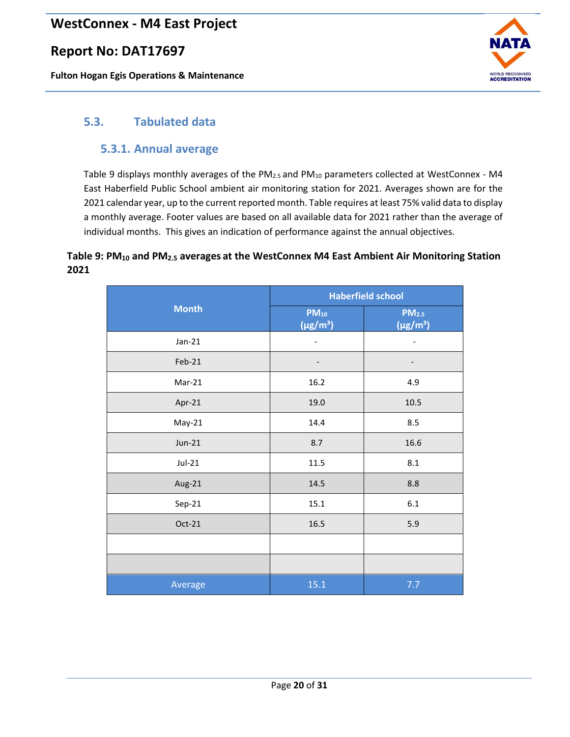## 5.3. Tabulated data

### 5.3.1. Annual average

Table 9 displays monthly averages of the $PM_{2.5}$ and $PM_{10}$ parameters collected at WestConnex - M4 East Haberfield Public School ambient air monitoring station for 2021. Averages shown are for the 2021 calendar year, up to the current reported month. Table requires at least 75% valid data to display a monthly average. Footer values are based on all available data for 2021 rather than the average of individual months. This gives an indication of performance against the annual objectives.

**Table 9: $PM_{10}$ and $PM_{2.5}$ averages at the WestConnex M4 East Ambient Air Monitoring Station 2021**

| Month | Haberfield school | |
|---|---|---|
| | $PM_{10}$ (µg/m³) | $PM_{2.5}$ (µg/m³) |
| Jan-21 | - | - |
| Feb-21 | - | - |
| Mar-21 | 16.2 | 4.9 |
| Apr-21 | 19.0 | 10.5 |
| May-21 | 14.4 | 8.5 |
| Jun-21 | 8.7 | 16.6 |
| Jul-21 | 11.5 | 8.1 |
| Aug-21 | 14.5 | 8.8 |
| Sep-21 | 15.1 | 6.1 |
| Oct-21 | 16.5 | 5.9 |
| | | |
| | | |
| Average | 15.1 | 7.7 |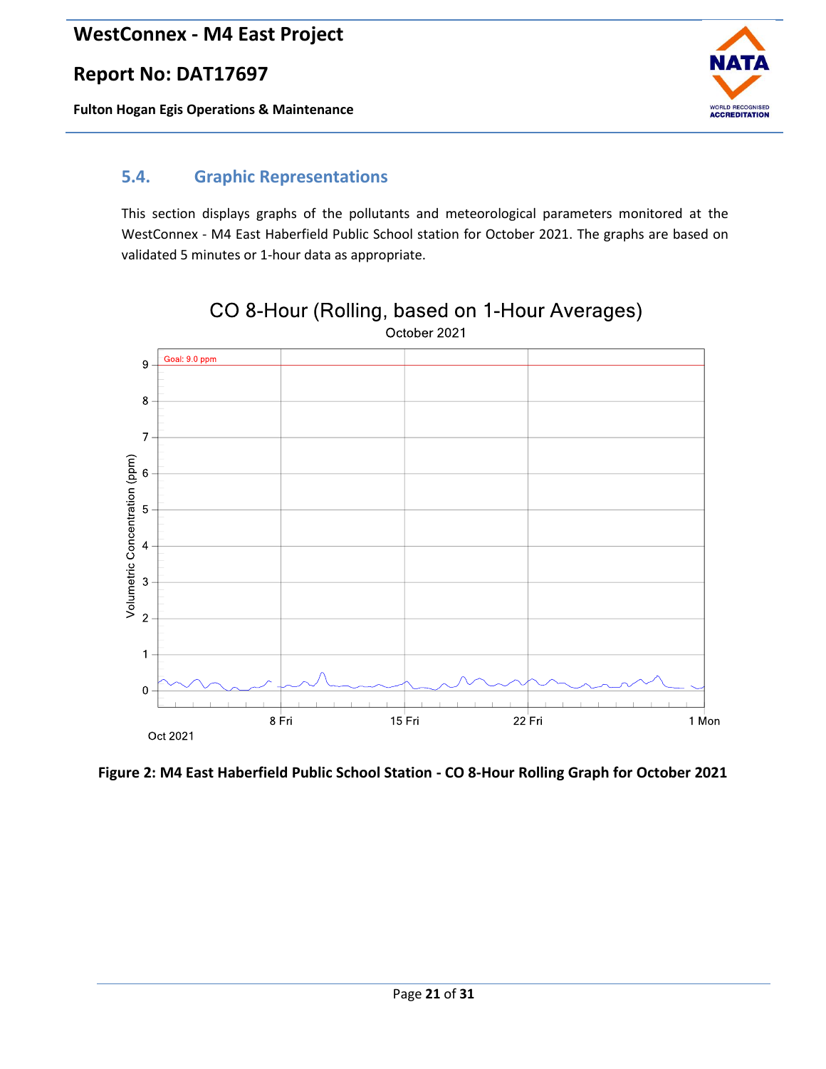## 5.4. Graphic Representations

This section displays graphs of the pollutants and meteorological parameters monitored at the WestConnex - M4 East Haberfield Public School station for October 2021. The graphs are based on validated 5 minutes or 1-hour data as appropriate.

CO 8-Hour (Rolling, based on 1-Hour Averages)

October 2021

Goal: 9.0 ppm

Volumetric Concentration (ppm)

0
1
2
3
4
5
6
7
8
9

8 Fri
15 Fri
22 Fri
1 Mon

Oct 2021

**Figure 2: M4 East Haberfield Public School Station - CO 8-Hour Rolling Graph for October 2021**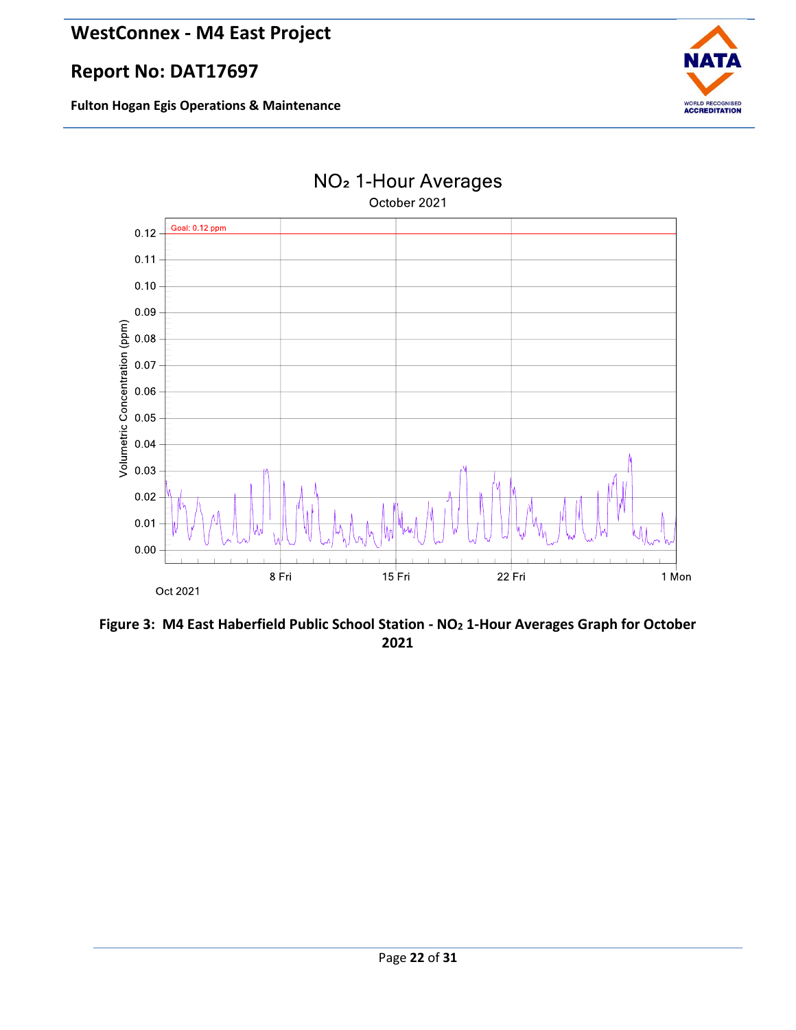NO₂ 1-Hour Averages

October 2021

Goal: 0.12 ppm

Volumetric Concentration (ppm)

0.12
0.11
0.10
0.09
0.08
0.07
0.06
0.05
0.04
0.03
0.02
0.01
0.00

8 Fri
15 Fri
22 Fri
1 Mon

Oct 2021

**Figure 3: M4 East Haberfield Public School Station - $NO_2$ 1-Hour Averages Graph for October 2021**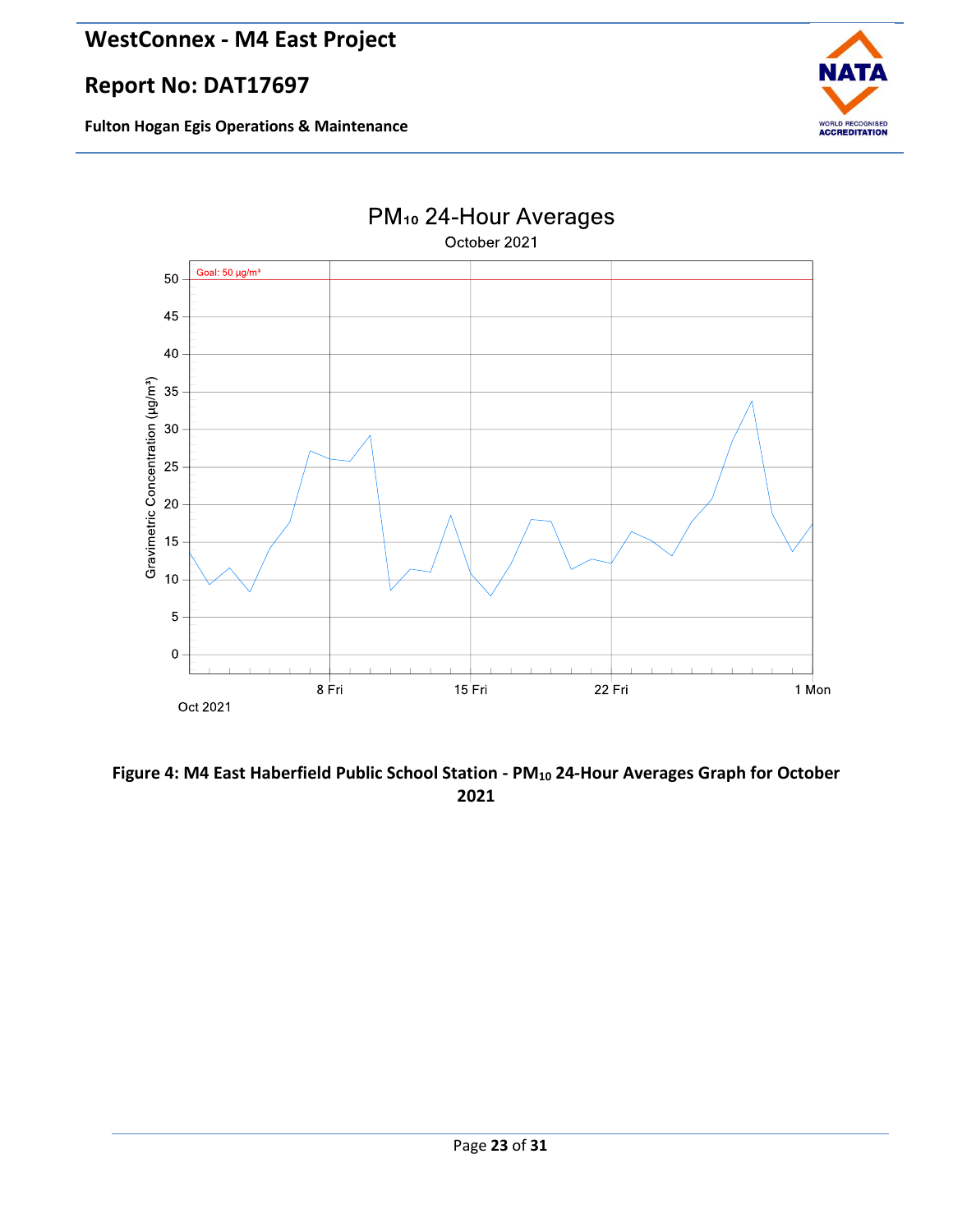PM$_{10}$ 24-Hour Averages

October 2021

Goal: 50 µg/m³

Gravimetric Concentration (µg/m³)

50
45
40
35
30
25
20
15
10
5
0

8 Fri
15 Fri
22 Fri
1 Mon

Oct 2021

**Figure 4: M4 East Haberfield Public School Station - PM$_{10}$ 24-Hour Averages Graph for October 2021**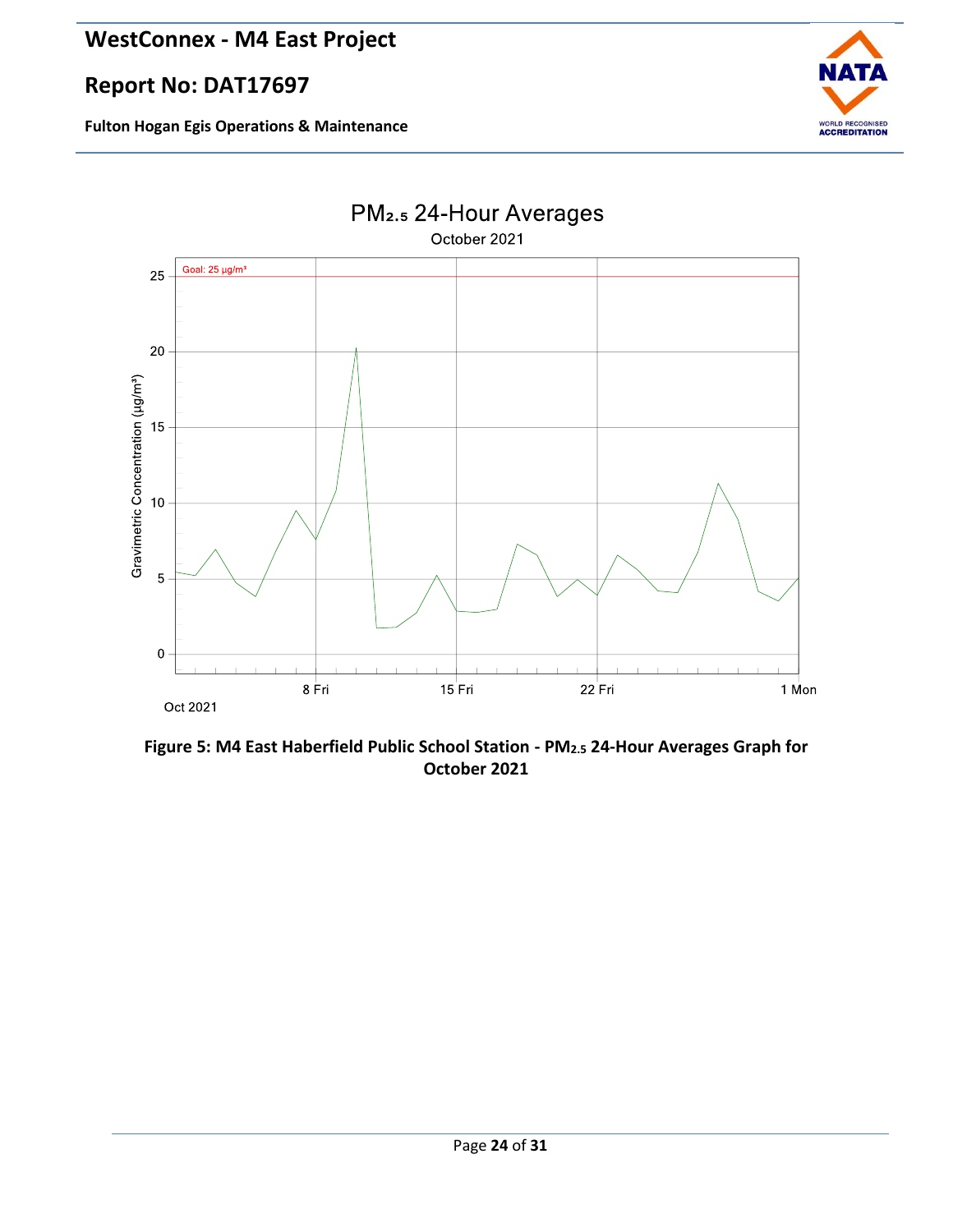PM2.5 24-Hour Averages

October 2021

Goal: 25 µg/m³

Gravimetric Concentration (µg/m³)

25

20

15

10

5

0

8 Fri

15 Fri

22 Fri

1 Mon

Oct 2021

**Figure 5: M4 East Haberfield Public School Station - $PM_{2.5}$ 24-Hour Averages Graph for October 2021**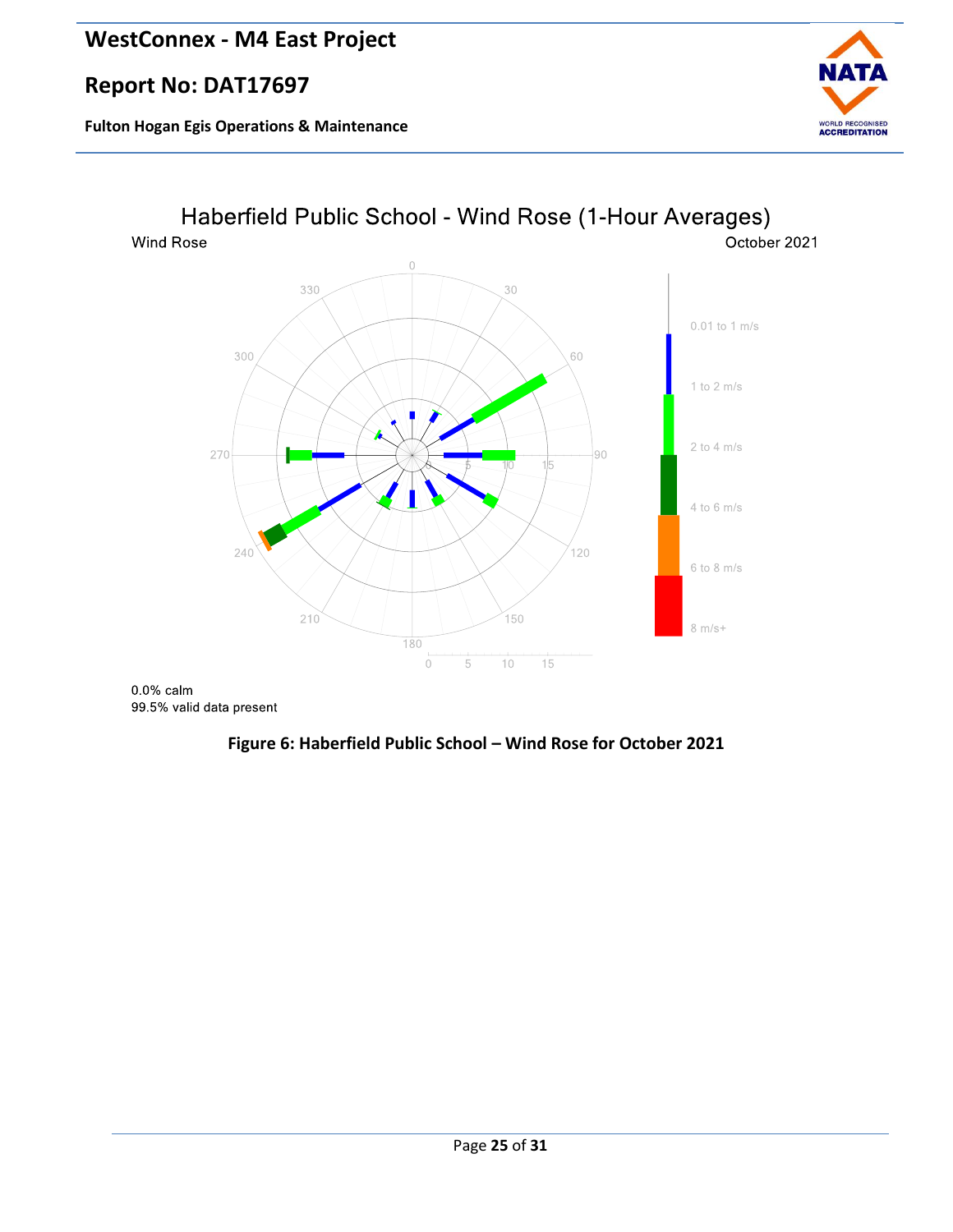Haberfield Public School - Wind Rose (1-Hour Averages)

Wind Rose

October 2021

0
30
60
90
120
150
180
210
240
270
300
330

5
10
15

0
5
10
15

0.01 to 1 m/s
1 to 2 m/s
2 to 4 m/s
4 to 6 m/s
6 to 8 m/s
8 m/s+

0.0% calm

99.5% valid data present

**Figure 6: Haberfield Public School – Wind Rose for October 2021**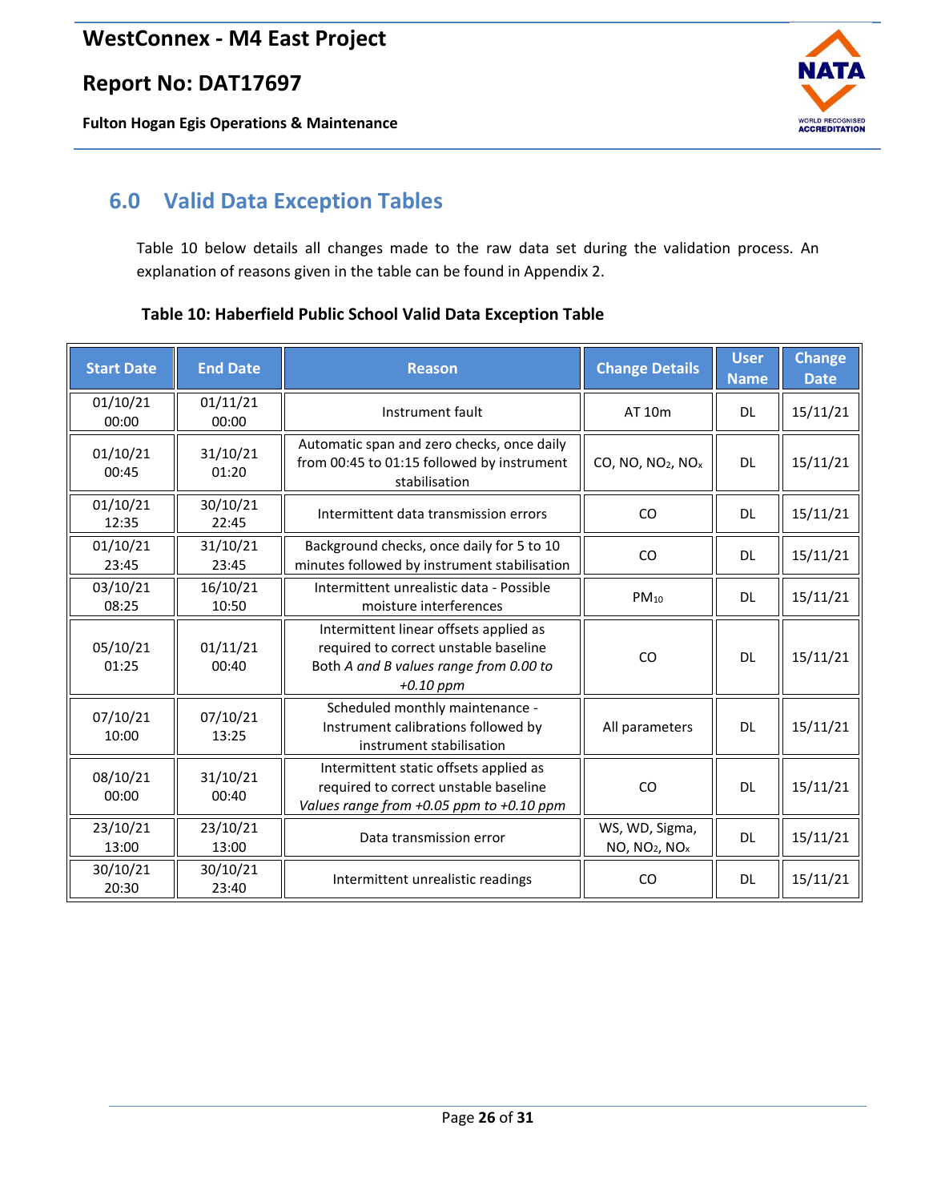## 6.0 Valid Data Exception Tables

Table 10 below details all changes made to the raw data set during the validation process. An explanation of reasons given in the table can be found in Appendix 2.

**Table 10: Haberfield Public School Valid Data Exception Table**

| Start Date | End Date | Reason | Change Details | User Name | Change Date |
|---|---|---|---|---|---|
| 01/10/21 00:00 | 01/11/21 00:00 | Instrument fault | AT 10m | DL | 15/11/21 |
| 01/10/21 00:45 | 31/10/21 01:20 | Automatic span and zero checks, once daily from 00:45 to 01:15 followed by instrument stabilisation | CO, NO, $NO_2$, $NO_x$ | DL | 15/11/21 |
| 01/10/21 12:35 | 30/10/21 22:45 | Intermittent data transmission errors | CO | DL | 15/11/21 |
| 01/10/21 23:45 | 31/10/21 23:45 | Background checks, once daily for 5 to 10 minutes followed by instrument stabilisation | CO | DL | 15/11/21 |
| 03/10/21 08:25 | 16/10/21 10:50 | Intermittent unrealistic data - Possible moisture interferences | $PM_{10}$ | DL | 15/11/21 |
| 05/10/21 01:25 | 01/11/21 00:40 | Intermittent linear offsets applied as required to correct unstable baseline Both *A and B values range from 0.00 to +0.10 ppm* | CO | DL | 15/11/21 |
| 07/10/21 10:00 | 07/10/21 13:25 | Scheduled monthly maintenance - Instrument calibrations followed by instrument stabilisation | All parameters | DL | 15/11/21 |
| 08/10/21 00:00 | 31/10/21 00:40 | Intermittent static offsets applied as required to correct unstable baseline *Values range from +0.05 ppm to +0.10 ppm* | CO | DL | 15/11/21 |
| 23/10/21 13:00 | 23/10/21 13:00 | Data transmission error | WS, WD, Sigma, NO, $NO_2$, $NO_x$ | DL | 15/11/21 |
| 30/10/21 20:30 | 30/10/21 23:40 | Intermittent unrealistic readings | CO | DL | 15/11/21 |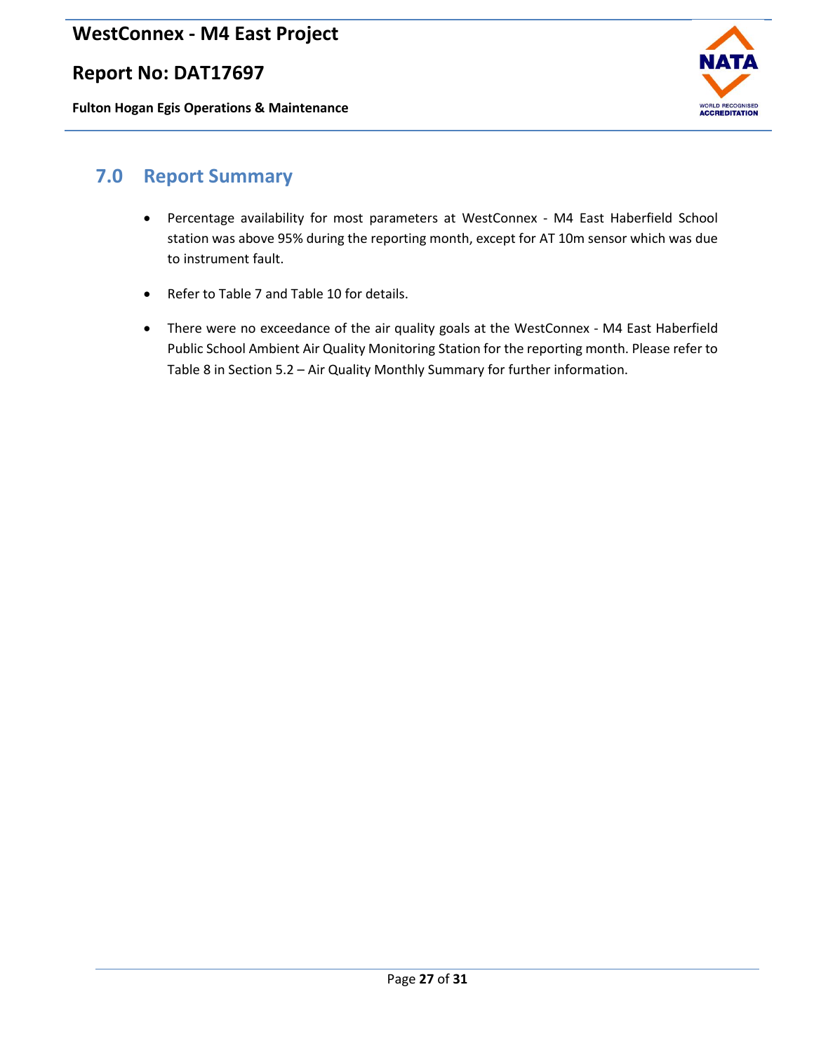## 7.0 Report Summary

- Percentage availability for most parameters at WestConnex - M4 East Haberfield School station was above 95% during the reporting month, except for AT 10m sensor which was due to instrument fault.
- Refer to Table 7 and Table 10 for details.
- There were no exceedance of the air quality goals at the WestConnex - M4 East Haberfield Public School Ambient Air Quality Monitoring Station for the reporting month. Please refer to Table 8 in Section 5.2 – Air Quality Monthly Summary for further information.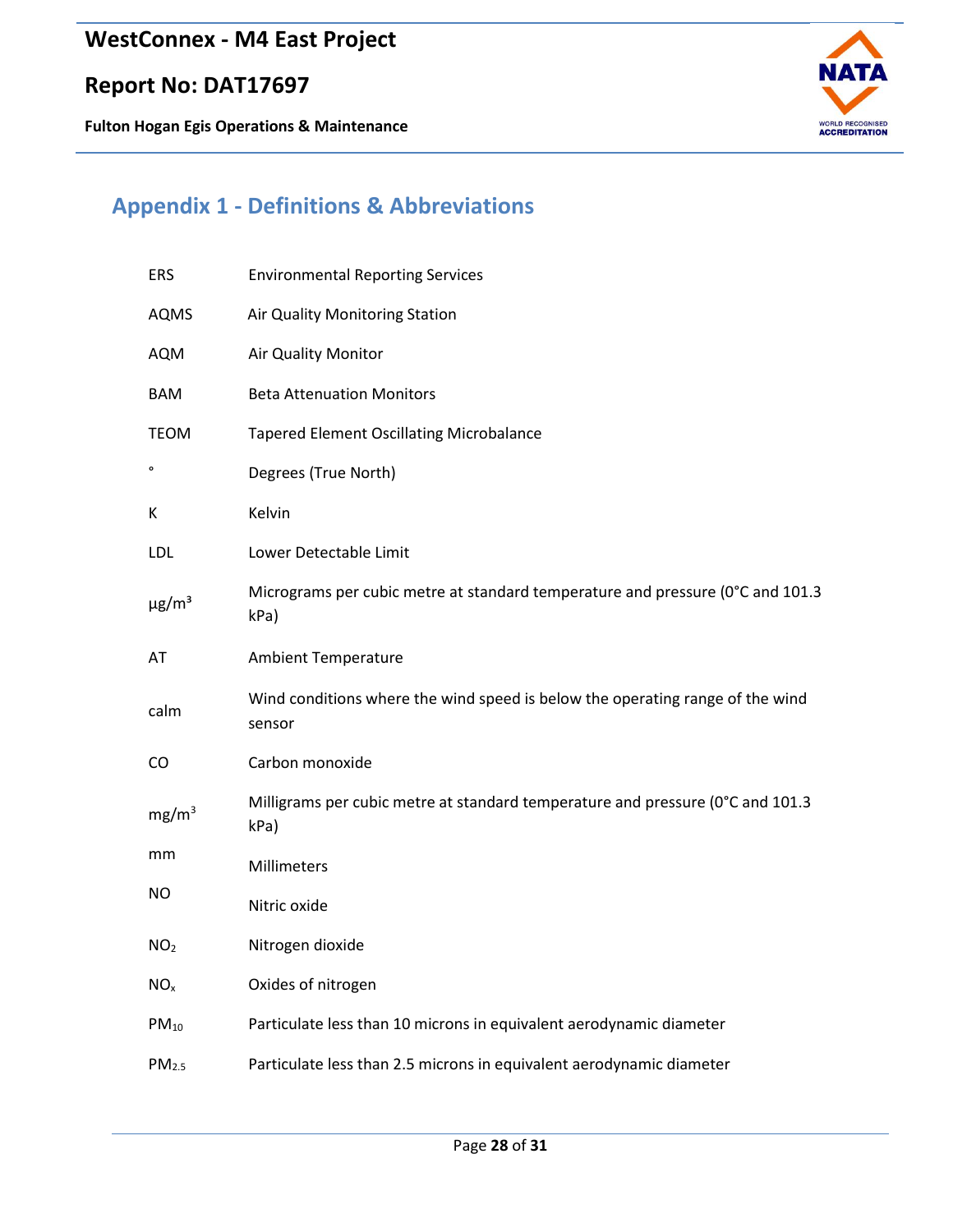## Appendix 1 - Definitions & Abbreviations

| | |
|---|---|
| ERS | Environmental Reporting Services |
| AQMS | Air Quality Monitoring Station |
| AQM | Air Quality Monitor |
| BAM | Beta Attenuation Monitors |
| TEOM | Tapered Element Oscillating Microbalance |
| ° | Degrees (True North) |
| K | Kelvin |
| LDL | Lower Detectable Limit |
| $\mu g/m^3$ | Micrograms per cubic metre at standard temperature and pressure (0°C and 101.3 kPa) |
| AT | Ambient Temperature |
| calm | Wind conditions where the wind speed is below the operating range of the wind sensor |
| CO | Carbon monoxide |
| $mg/m^3$ | Milligrams per cubic metre at standard temperature and pressure (0°C and 101.3 kPa) |
| mm | Millimeters |
| NO | Nitric oxide |
| $NO_2$ | Nitrogen dioxide |
| $NO_x$ | Oxides of nitrogen |
| $PM_{10}$ | Particulate less than 10 microns in equivalent aerodynamic diameter |
| $PM_{2.5}$ | Particulate less than 2.5 microns in equivalent aerodynamic diameter |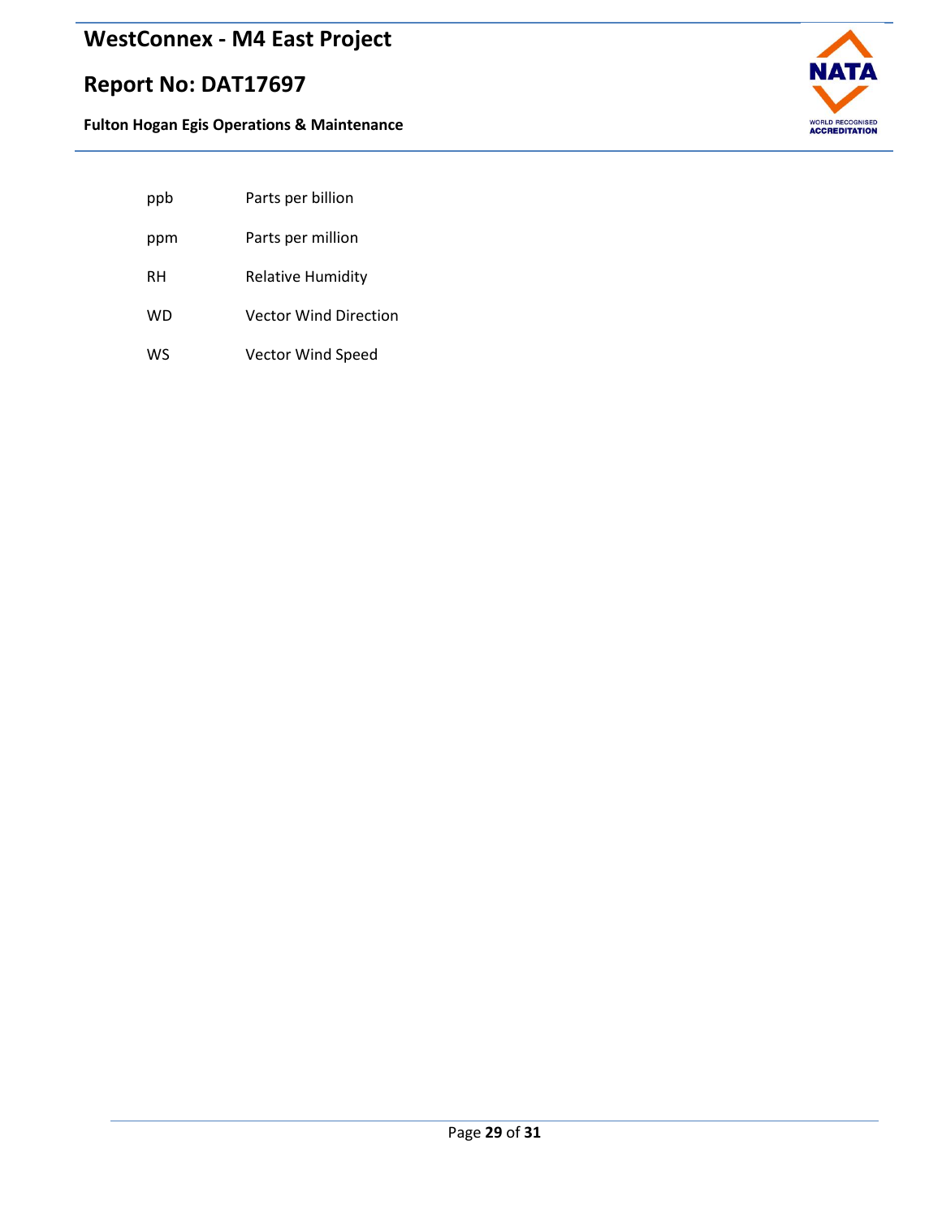| | |
|---|---|
| ppb | Parts per billion |
| ppm | Parts per million |
| RH | Relative Humidity |
| WD | Vector Wind Direction |
| WS | Vector Wind Speed |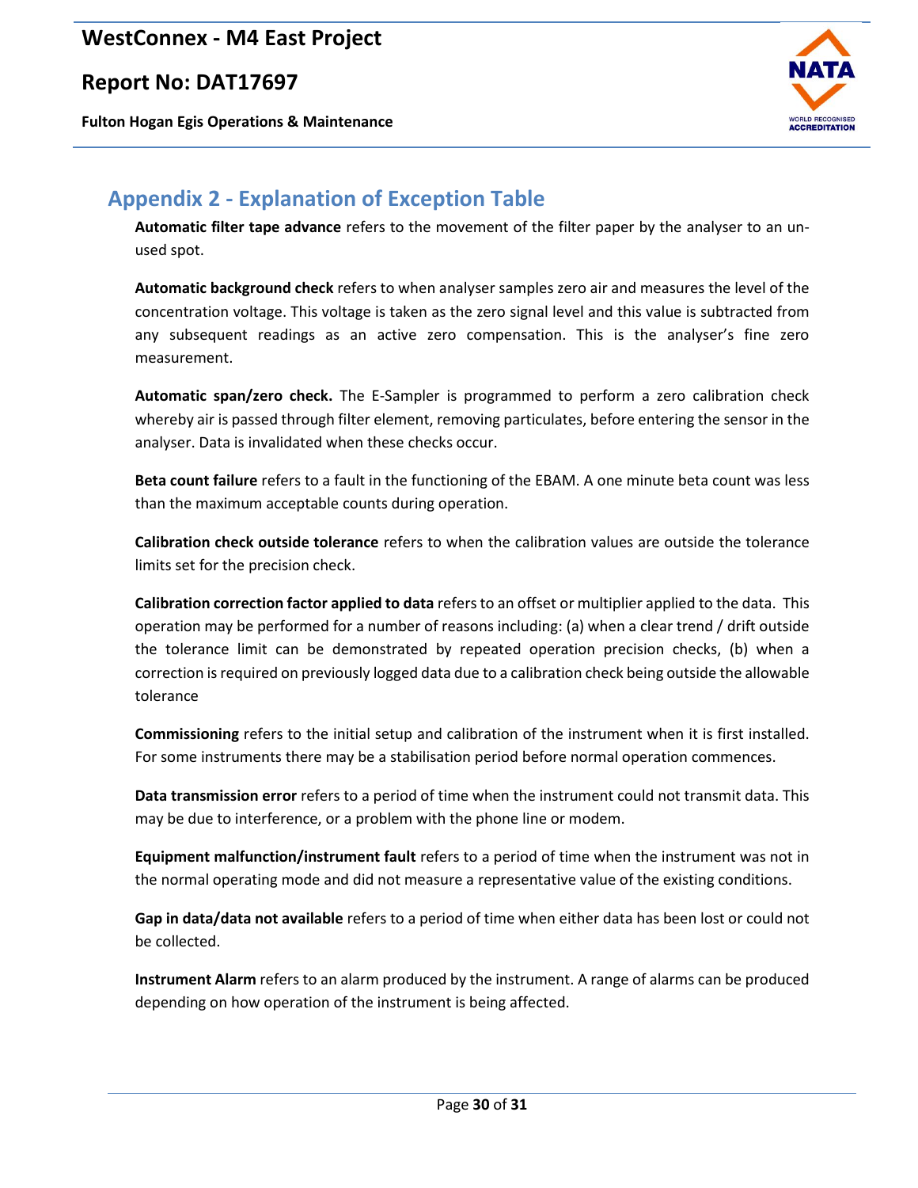## Appendix 2 - Explanation of Exception Table

**Automatic filter tape advance** refers to the movement of the filter paper by the analyser to an un-used spot.

**Automatic background check** refers to when analyser samples zero air and measures the level of the concentration voltage. This voltage is taken as the zero signal level and this value is subtracted from any subsequent readings as an active zero compensation. This is the analyser's fine zero measurement.

**Automatic span/zero check.** The E-Sampler is programmed to perform a zero calibration check whereby air is passed through filter element, removing particulates, before entering the sensor in the analyser. Data is invalidated when these checks occur.

**Beta count failure** refers to a fault in the functioning of the EBAM. A one minute beta count was less than the maximum acceptable counts during operation.

**Calibration check outside tolerance** refers to when the calibration values are outside the tolerance limits set for the precision check.

**Calibration correction factor applied to data** refers to an offset or multiplier applied to the data. This operation may be performed for a number of reasons including: (a) when a clear trend / drift outside the tolerance limit can be demonstrated by repeated operation precision checks, (b) when a correction is required on previously logged data due to a calibration check being outside the allowable tolerance

**Commissioning** refers to the initial setup and calibration of the instrument when it is first installed. For some instruments there may be a stabilisation period before normal operation commences.

**Data transmission error** refers to a period of time when the instrument could not transmit data. This may be due to interference, or a problem with the phone line or modem.

**Equipment malfunction/instrument fault** refers to a period of time when the instrument was not in the normal operating mode and did not measure a representative value of the existing conditions.

**Gap in data/data not available** refers to a period of time when either data has been lost or could not be collected.

**Instrument Alarm** refers to an alarm produced by the instrument. A range of alarms can be produced depending on how operation of the instrument is being affected.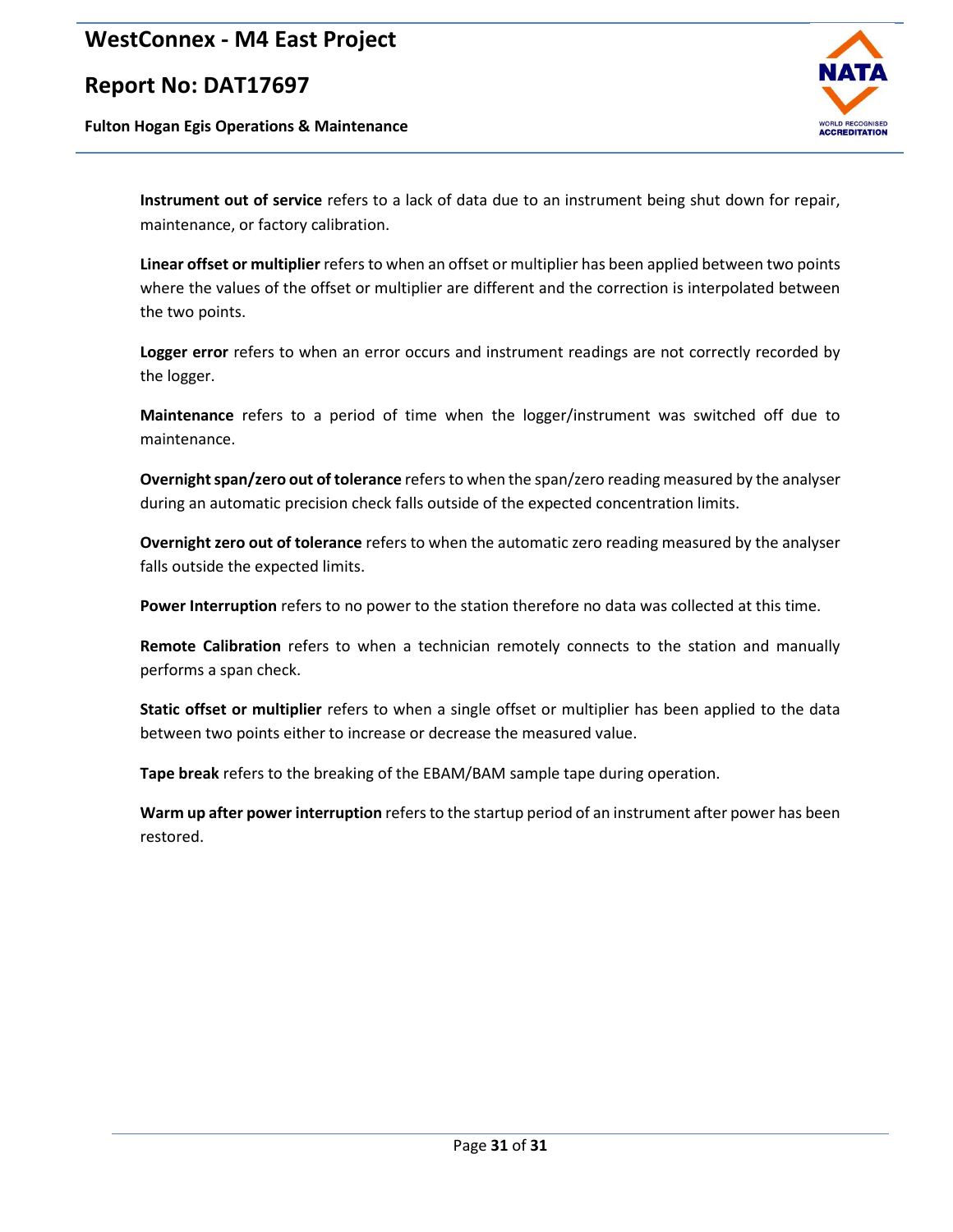**Instrument out of service** refers to a lack of data due to an instrument being shut down for repair, maintenance, or factory calibration.

**Linear offset or multiplier** refers to when an offset or multiplier has been applied between two points where the values of the offset or multiplier are different and the correction is interpolated between the two points.

**Logger error** refers to when an error occurs and instrument readings are not correctly recorded by the logger.

**Maintenance** refers to a period of time when the logger/instrument was switched off due to maintenance.

**Overnight span/zero out of tolerance** refers to when the span/zero reading measured by the analyser during an automatic precision check falls outside of the expected concentration limits.

**Overnight zero out of tolerance** refers to when the automatic zero reading measured by the analyser falls outside the expected limits.

**Power Interruption** refers to no power to the station therefore no data was collected at this time.

**Remote Calibration** refers to when a technician remotely connects to the station and manually performs a span check.

**Static offset or multiplier** refers to when a single offset or multiplier has been applied to the data between two points either to increase or decrease the measured value.

**Tape break** refers to the breaking of the EBAM/BAM sample tape during operation.

**Warm up after power interruption** refers to the startup period of an instrument after power has been restored.